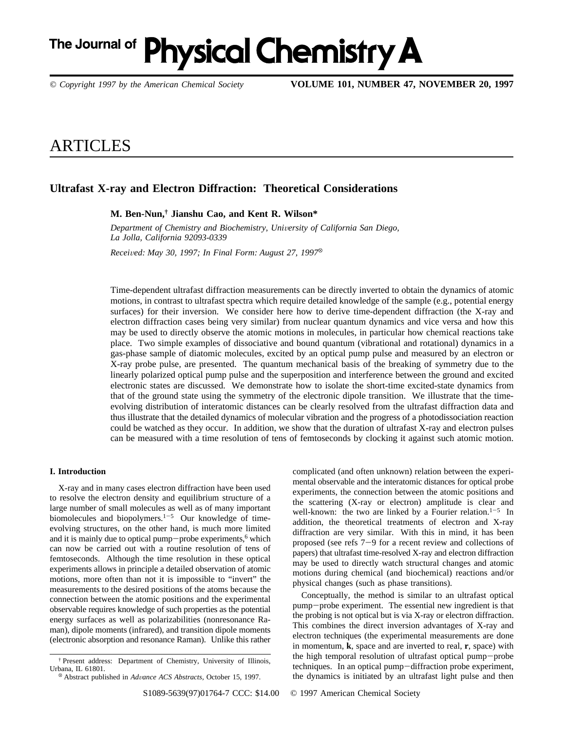# ARTICLES

## Ultrafast X-ray and Electron Diffraction: Theoretical Considerations

**M. Ben-Nun,[†] Jianshu Cao, and Kent R. Wilson***

*Department of Chemistry and Biochemistry, University of California San Diego, La Jolla, California 92093-0339*

*Received: May 30, 1997; In Final Form: August 27, 1997*[⊗]

Time-dependent ultrafast diffraction measurements can be directly inverted to obtain the dynamics of atomic motions, in contrast to ultrafast spectra which require detailed knowledge of the sample (e.g., potential energy surfaces) for their inversion. We consider here how to derive time-dependent diffraction (the X-ray and electron diffraction cases being very similar) from nuclear quantum dynamics and vice versa and how this may be used to directly observe the atomic motions in molecules, in particular how chemical reactions take place. Two simple examples of dissociative and bound quantum (vibrational and rotational) dynamics in a gas-phase sample of diatomic molecules, excited by an optical pump pulse and measured by an electron or X-ray probe pulse, are presented. The quantum mechanical basis of the breaking of symmetry due to the linearly polarized optical pump pulse and the superposition and interference between the ground and excited electronic states are discussed. We demonstrate how to isolate the short-time excited-state dynamics from that of the ground state using the symmetry of the electronic dipole transition. We illustrate that the time-evolving distribution of interatomic distances can be clearly resolved from the ultrafast diffraction data and thus illustrate that the detailed dynamics of molecular vibration and the progress of a photodissociation reaction could be watched as they occur. In addition, we show that the duration of ultrafast X-ray and electron pulses can be measured with a time resolution of tens of femtoseconds by clocking it against such atomic motion.

### I. Introduction

X-ray and in many cases electron diffraction have been used to resolve the electron density and equilibrium structure of a large number of small molecules as well as of many important biomolecules and biopolymers.[1-5] Our knowledge of time-evolving structures, on the other hand, is much more limited and it is mainly due to optical pump−probe experiments,[6] which can now be carried out with a routine resolution of tens of femtoseconds. Although the time resolution in these optical experiments allows in principle a detailed observation of atomic motions, more often than not it is impossible to "invert" the measurements to the desired positions of the atoms because the connection between the atomic positions and the experimental observable requires knowledge of such properties as the potential energy surfaces as well as polarizabilities (nonresonance Raman), dipole moments (infrared), and transition dipole moments (electronic absorption and resonance Raman). Unlike this rather complicated (and often unknown) relation between the experimental observable and the interatomic distances for optical probe experiments, the connection between the atomic positions and the scattering (X-ray or electron) amplitude is clear and well-known: the two are linked by a Fourier relation.[1-5] In addition, the theoretical treatments of electron and X-ray diffraction are very similar. With this in mind, it has been proposed (see refs 7−9 for a recent review and collections of papers) that ultrafast time-resolved X-ray and electron diffraction may be used to directly watch structural changes and atomic motions during chemical (and biochemical) reactions and/or physical changes (such as phase transitions).

Conceptually, the method is similar to an ultrafast optical pump−probe experiment. The essential new ingredient is that the probing is not optical but is via X-ray or electron diffraction. This combines the direct inversion advantages of X-ray and electron techniques (the experimental measurements are done in momentum, **k**, space and are inverted to real, **r**, space) with the high temporal resolution of ultrafast optical pump−probe techniques. In an optical pump−diffraction probe experiment, the dynamics is initiated by an ultrafast light pulse and then

[†] Present address: Department of Chemistry, University of Illinois, Urbana, IL 61801.

[⊗] Abstract published in *Advance ACS Abstracts*, October 15, 1997.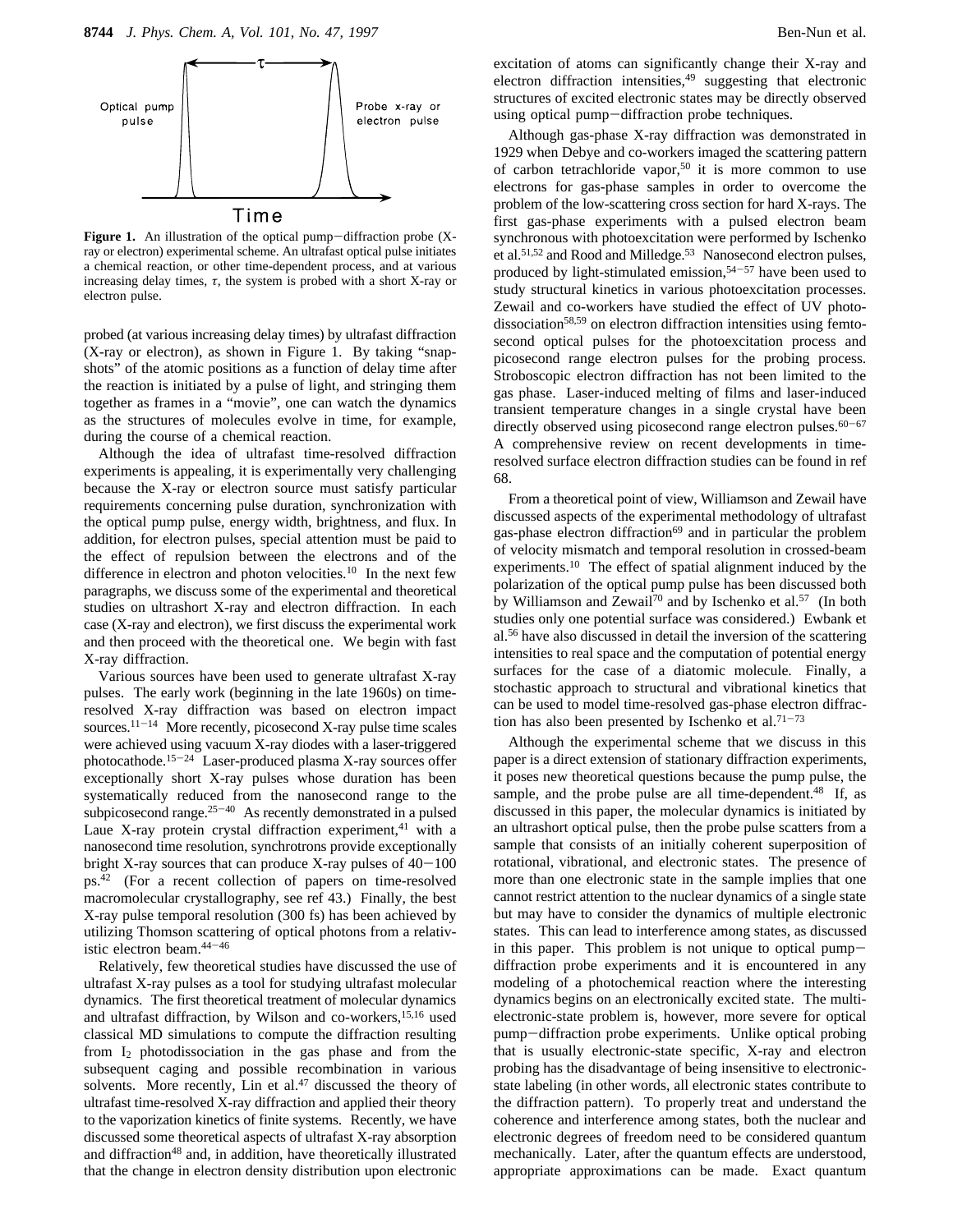**Figure 1.** An illustration of the optical pump−diffraction probe (X-ray or electron) experimental scheme. An ultrafast optical pulse initiates a chemical reaction, or other time-dependent process, and at various increasing delay times, $\tau$, the system is probed with a short X-ray or electron pulse.

probed (at various increasing delay times) by ultrafast diffraction (X-ray or electron), as shown in Figure 1. By taking "snapshots" of the atomic positions as a function of delay time after the reaction is initiated by a pulse of light, and stringing them together as frames in a "movie", one can watch the dynamics as the structures of molecules evolve in time, for example, during the course of a chemical reaction.

Although the idea of ultrafast time-resolved diffraction experiments is appealing, it is experimentally very challenging because the X-ray or electron source must satisfy particular requirements concerning pulse duration, synchronization with the optical pump pulse, energy width, brightness, and flux. In addition, for electron pulses, special attention must be paid to the effect of repulsion between the electrons and of the difference in electron and photon velocities.[10] In the next few paragraphs, we discuss some of the experimental and theoretical studies on ultrashort X-ray and electron diffraction. In each case (X-ray and electron), we first discuss the experimental work and then proceed with the theoretical one. We begin with fast X-ray diffraction.

Various sources have been used to generate ultrafast X-ray pulses. The early work (beginning in the late 1960s) on time-resolved X-ray diffraction was based on electron impact sources.[11−14] More recently, picosecond X-ray pulse time scales were achieved using vacuum X-ray diodes with a laser-triggered photocathode.[15−24] Laser-produced plasma X-ray sources offer exceptionally short X-ray pulses whose duration has been systematically reduced from the nanosecond range to the subpicosecond range.[25−40] As recently demonstrated in a pulsed Laue X-ray protein crystal diffraction experiment,[41] with a nanosecond time resolution, synchrotrons provide exceptionally bright X-ray sources that can produce X-ray pulses of 40−100 ps.[42] (For a recent collection of papers on time-resolved macromolecular crystallography, see ref 43.) Finally, the best X-ray pulse temporal resolution (300 fs) has been achieved by utilizing Thomson scattering of optical photons from a relativistic electron beam.[44−46]

Relatively, few theoretical studies have discussed the use of ultrafast X-ray pulses as a tool for studying ultrafast molecular dynamics. The first theoretical treatment of molecular dynamics and ultrafast diffraction, by Wilson and co-workers,[15,16] used classical MD simulations to compute the diffraction resulting from $I_2$ photodissociation in the gas phase and from the subsequent caging and possible recombination in various solvents. More recently, Lin et al.[47] discussed the theory of ultrafast time-resolved X-ray diffraction and applied their theory to the vaporization kinetics of finite systems. Recently, we have discussed some theoretical aspects of ultrafast X-ray absorption and diffraction[48] and, in addition, have theoretically illustrated that the change in electron density distribution upon electronic excitation of atoms can significantly change their X-ray and electron diffraction intensities,[49] suggesting that electronic structures of excited electronic states may be directly observed using optical pump−diffraction probe techniques.

Although gas-phase X-ray diffraction was demonstrated in 1929 when Debye and co-workers imaged the scattering pattern of carbon tetrachloride vapor,[50] it is more common to use electrons for gas-phase samples in order to overcome the problem of the low-scattering cross section for hard X-rays. The first gas-phase experiments with a pulsed electron beam synchronous with photoexcitation were performed by Ischenko et al.[51,52] and Rood and Milledge.[53] Nanosecond electron pulses, produced by light-stimulated emission,[54−57] have been used to study structural kinetics in various photoexcitation processes. Zewail and co-workers have studied the effect of UV photodissociation[58,59] on electron diffraction intensities using femtosecond optical pulses for the photoexcitation process and picosecond range electron pulses for the probing process. Stroboscopic electron diffraction has not been limited to the gas phase. Laser-induced melting of films and laser-induced transient temperature changes in a single crystal have been directly observed using picosecond range electron pulses.[60−67] A comprehensive review on recent developments in time-resolved surface electron diffraction studies can be found in ref 68.

From a theoretical point of view, Williamson and Zewail have discussed aspects of the experimental methodology of ultrafast gas-phase electron diffraction[69] and in particular the problem of velocity mismatch and temporal resolution in crossed-beam experiments.[10] The effect of spatial alignment induced by the polarization of the optical pump pulse has been discussed both by Williamson and Zewail[70] and by Ischenko et al.[57] (In both studies only one potential surface was considered.) Ewbank et al.[56] have also discussed in detail the inversion of the scattering intensities to real space and the computation of potential energy surfaces for the case of a diatomic molecule. Finally, a stochastic approach to structural and vibrational kinetics that can be used to model time-resolved gas-phase electron diffraction has also been presented by Ischenko et al.[71−73]

Although the experimental scheme that we discuss in this paper is a direct extension of stationary diffraction experiments, it poses new theoretical questions because the pump pulse, the sample, and the probe pulse are all time-dependent.[48] If, as discussed in this paper, the molecular dynamics is initiated by an ultrashort optical pulse, then the probe pulse scatters from a sample that consists of an initially coherent superposition of rotational, vibrational, and electronic states. The presence of more than one electronic state in the sample implies that one cannot restrict attention to the nuclear dynamics of a single state but may have to consider the dynamics of multiple electronic states. This can lead to interference among states, as discussed in this paper. This problem is not unique to optical pump−diffraction probe experiments and it is encountered in any modeling of a photochemical reaction where the interesting dynamics begins on an electronically excited state. The multi-electronic-state problem is, however, more severe for optical pump−diffraction probe experiments. Unlike optical probing that is usually electronic-state specific, X-ray and electron probing has the disadvantage of being insensitive to electronic-state labeling (in other words, all electronic states contribute to the diffraction pattern). To properly treat and understand the coherence and interference among states, both the nuclear and electronic degrees of freedom need to be considered quantum mechanically. Later, after the quantum effects are understood, appropriate approximations can be made. Exact quantum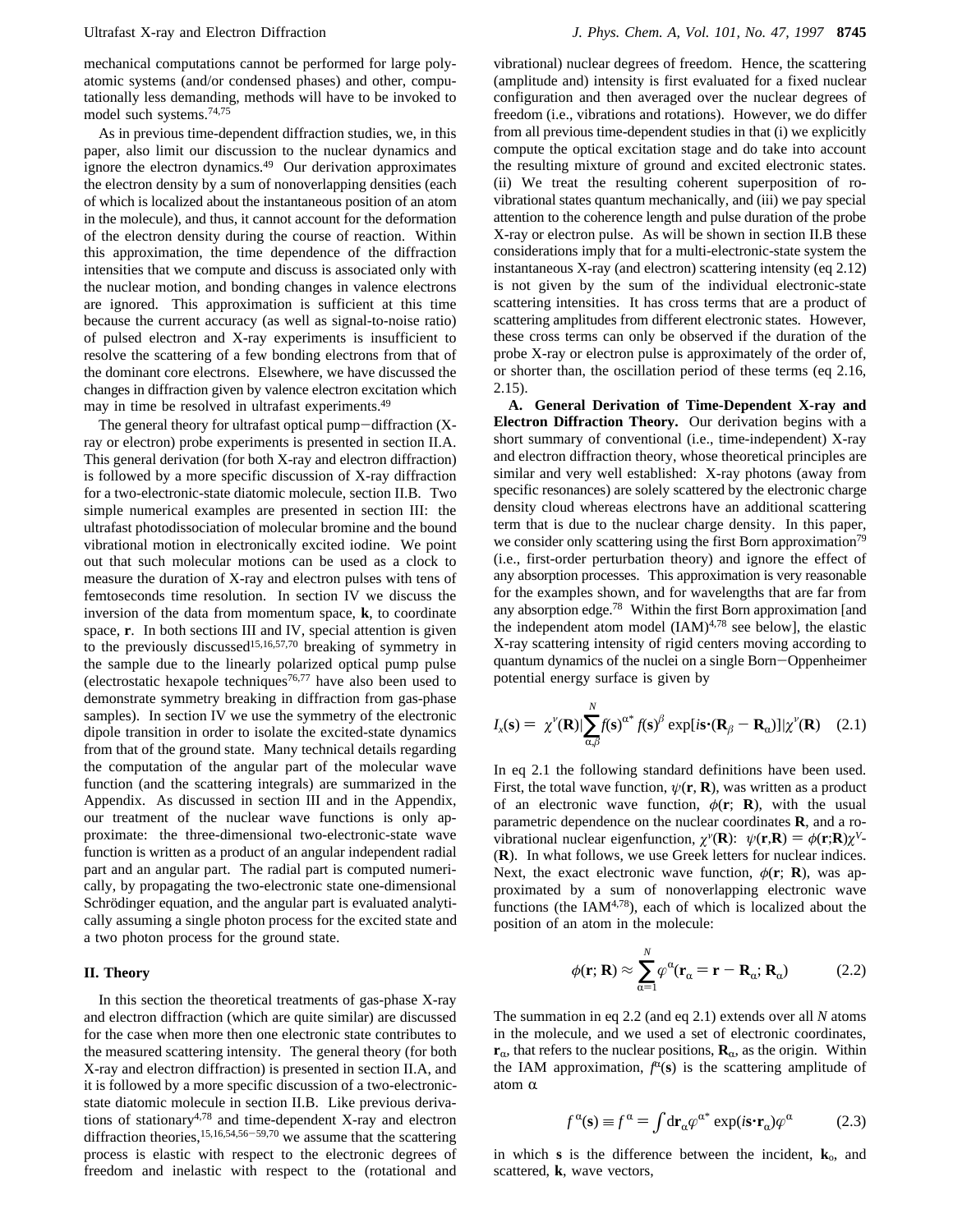mechanical computations cannot be performed for large polyatomic systems (and/or condensed phases) and other, computationally less demanding, methods will have to be invoked to model such systems.[74,75]

As in previous time-dependent diffraction studies, we, in this paper, also limit our discussion to the nuclear dynamics and ignore the electron dynamics.[49] Our derivation approximates the electron density by a sum of nonoverlapping densities (each of which is localized about the instantaneous position of an atom in the molecule), and thus, it cannot account for the deformation of the electron density during the course of reaction. Within this approximation, the time dependence of the diffraction intensities that we compute and discuss is associated only with the nuclear motion, and bonding changes in valence electrons are ignored. This approximation is sufficient at this time because the current accuracy (as well as signal-to-noise ratio) of pulsed electron and X-ray experiments is insufficient to resolve the scattering of a few bonding electrons from that of the dominant core electrons. Elsewhere, we have discussed the changes in diffraction given by valence electron excitation which may in time be resolved in ultrafast experiments.[49]

The general theory for ultrafast optical pump−diffraction (X-ray or electron) probe experiments is presented in section II.A. This general derivation (for both X-ray and electron diffraction) is followed by a more specific discussion of X-ray diffraction for a two-electronic-state diatomic molecule, section II.B. Two simple numerical examples are presented in section III: the ultrafast photodissociation of molecular bromine and the bound vibrational motion in electronically excited iodine. We point out that such molecular motions can be used as a clock to measure the duration of X-ray and electron pulses with tens of femtoseconds time resolution. In section IV we discuss the inversion of the data from momentum space, **k**, to coordinate space, **r**. In both sections III and IV, special attention is given to the previously discussed[15,16,57,70] breaking of symmetry in the sample due to the linearly polarized optical pump pulse (electrostatic hexapole techniques[76,77] have also been used to demonstrate symmetry breaking in diffraction from gas-phase samples). In section IV we use the symmetry of the electronic dipole transition in order to isolate the excited-state dynamics from that of the ground state. Many technical details regarding the computation of the angular part of the molecular wave function (and the scattering integrals) are summarized in the Appendix. As discussed in section III and in the Appendix, our treatment of the nuclear wave functions is only approximate: the three-dimensional two-electronic-state wave function is written as a product of an angular independent radial part and an angular part. The radial part is computed numerically, by propagating the two-electronic state one-dimensional Schrödinger equation, and the angular part is evaluated analytically assuming a single photon process for the excited state and a two photon process for the ground state.

## II. Theory

In this section the theoretical treatments of gas-phase X-ray and electron diffraction (which are quite similar) are discussed for the case when more then one electronic state contributes to the measured scattering intensity. The general theory (for both X-ray and electron diffraction) is presented in section II.A, and it is followed by a more specific discussion of a two-electronic-state diatomic molecule in section II.B. Like previous derivations of stationary[4,78] and time-dependent X-ray and electron diffraction theories,[15,16,54,56−59,70] we assume that the scattering process is elastic with respect to the electronic degrees of freedom and inelastic with respect to the (rotational and vibrational) nuclear degrees of freedom. Hence, the scattering (amplitude and) intensity is first evaluated for a fixed nuclear configuration and then averaged over the nuclear degrees of freedom (i.e., vibrations and rotations). However, we do differ from all previous time-dependent studies in that (i) we explicitly compute the optical excitation stage and do take into account the resulting mixture of ground and excited electronic states. (ii) We treat the resulting coherent superposition of rovibrational states quantum mechanically, and (iii) we pay special attention to the coherence length and pulse duration of the probe X-ray or electron pulse. As will be shown in section II.B these considerations imply that for a multi-electronic-state system the instantaneous X-ray (and electron) scattering intensity (eq 2.12) is not given by the sum of the individual electronic-state scattering intensities. It has cross terms that are a product of scattering amplitudes from different electronic states. However, these cross terms can only be observed if the duration of the probe X-ray or electron pulse is approximately of the order of, or shorter than, the oscillation period of these terms (eq 2.16, 2.15).

**A. General Derivation of Time-Dependent X-ray and Electron Diffraction Theory.** Our derivation begins with a short summary of conventional (i.e., time-independent) X-ray and electron diffraction theory, whose theoretical principles are similar and very well established: X-ray photons (away from specific resonances) are solely scattered by the electronic charge density cloud whereas electrons have an additional scattering term that is due to the nuclear charge density. In this paper, we consider only scattering using the first Born approximation[79] (i.e., first-order perturbation theory) and ignore the effect of any absorption processes. This approximation is very reasonable for the examples shown, and for wavelengths that are far from any absorption edge.[78] Within the first Born approximation [and the independent atom model (IAM)[4,78] see below], the elastic X-ray scattering intensity of rigid centers moving according to quantum dynamics of the nuclei on a single Born−Oppenheimer potential energy surface is given by

$$I_x(\mathbf{s}) = \langle \chi^\nu(\mathbf{R}) | \sum_{\alpha,\beta}^{N} f(\mathbf{s})^{\alpha*} f(\mathbf{s})^{\beta} \exp[i\mathbf{s}\cdot(\mathbf{R}_\beta - \mathbf{R}_\alpha)] | \chi^\nu(\mathbf{R}) \rangle \quad (2.1)$$

In eq 2.1 the following standard definitions have been used. First, the total wave function, $\psi(\mathbf{r}, \mathbf{R})$, was written as a product of an electronic wave function, $\phi(\mathbf{r}; \mathbf{R})$, with the usual parametric dependence on the nuclear coordinates $\mathbf{R}$, and a rovibrational nuclear eigenfunction, $\chi^\nu(\mathbf{R})$: $\psi(\mathbf{r},\mathbf{R}) = \phi(\mathbf{r};\mathbf{R})\chi^V(\mathbf{R})$. In what follows, we use Greek letters for nuclear indices. Next, the exact electronic wave function, $\phi(\mathbf{r}; \mathbf{R})$, was approximated by a sum of nonoverlapping electronic wave functions (the IAM[4,78]), each of which is localized about the position of an atom in the molecule:

$$\phi(\mathbf{r}; \mathbf{R}) \approx \sum_{\alpha=1}^{N} \varphi^\alpha(\mathbf{r}_\alpha = \mathbf{r} - \mathbf{R}_\alpha; \mathbf{R}_\alpha) \quad (2.2)$$

The summation in eq 2.2 (and eq 2.1) extends over all $N$ atoms in the molecule, and we used a set of electronic coordinates, $\mathbf{r}_\alpha$, that refers to the nuclear positions, $\mathbf{R}_\alpha$, as the origin. Within the IAM approximation, $f^\alpha(\mathbf{s})$ is the scattering amplitude of atom $\alpha$

$$f^\alpha(\mathbf{s}) \equiv f^\alpha = \int d\mathbf{r}_\alpha \varphi^{\alpha*} \exp(i\mathbf{s}\cdot\mathbf{r}_\alpha)\varphi^\alpha \quad (2.3)$$

in which $\mathbf{s}$ is the difference between the incident, $\mathbf{k}_o$, and scattered, $\mathbf{k}$, wave vectors,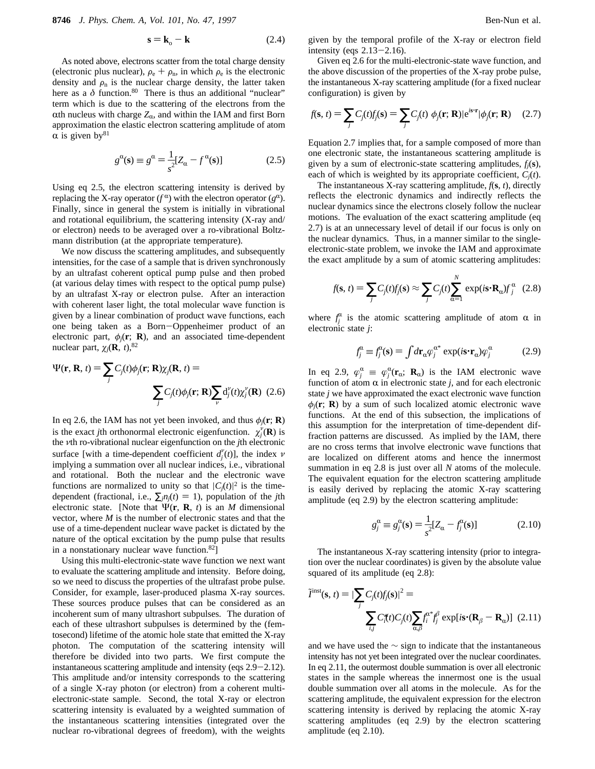$$\mathbf{s} = \mathbf{k}_o - \mathbf{k} \tag{2.4}$$

As noted above, electrons scatter from the total charge density (electronic plus nuclear), $\rho_e + \rho_n$, in which $\rho_e$ is the electronic density and $\rho_n$ is the nuclear charge density, the latter taken here as a $\delta$ function.[80] There is thus an additional "nuclear" term which is due to the scattering of the electrons from the $\alpha$th nucleus with charge $Z_\alpha$, and within the IAM and first Born approximation the elastic electron scattering amplitude of atom $\alpha$ is given by[81]

$$g^\alpha(\mathbf{s}) \equiv g^\alpha = \frac{1}{s^2}[Z_\alpha - f^\alpha(\mathbf{s})] \tag{2.5}$$

Using eq 2.5, the electron scattering intensity is derived by replacing the X-ray operator ($f^\alpha$) with the electron operator ($g^\alpha$). Finally, since in general the system is initially in vibrational and rotational equilibrium, the scattering intensity (X-ray and/or electron) needs to be averaged over a ro-vibrational Boltzmann distribution (at the appropriate temperature).

We now discuss the scattering amplitudes, and subsequently intensities, for the case of a sample that is driven synchronously by an ultrafast coherent optical pump pulse and then probed (at various delay times with respect to the optical pump pulse) by an ultrafast X-ray or electron pulse. After an interaction with coherent laser light, the total molecular wave function is given by a linear combination of product wave functions, each one being taken as a Born–Oppenheimer product of an electronic part, $\phi_j(\mathbf{r}; \mathbf{R})$, and an associated time-dependent nuclear part, $\chi_j(\mathbf{R}, t)$,[82]

$$\Psi(\mathbf{r}, \mathbf{R}, t) = \sum_j C_j(t)\phi_j(\mathbf{r}; \mathbf{R})\chi_j(\mathbf{R}, t) = \sum_j C_j(t)\phi_j(\mathbf{r}; \mathbf{R})\sum_\nu d_j^\nu(t)\chi_j^\nu(\mathbf{R}) \tag{2.6}$$

In eq 2.6, the IAM has not yet been invoked, and thus $\phi_j(\mathbf{r}; \mathbf{R})$ is the exact $j$th orthonormal electronic eigenfunction. $\chi_j^\nu(\mathbf{R})$ is the $\nu$th ro-vibrational nuclear eigenfunction on the $j$th electronic surface [with a time-dependent coefficient $d_j^\nu(t)$], the index $\nu$ implying a summation over all nuclear indices, i.e., vibrational and rotational. Both the nuclear and the electronic wave functions are normalized to unity so that $|C_j(t)|^2$ is the time-dependent (fractional, i.e., $\sum_j n_j(t) = 1$), population of the $j$th electronic state. [Note that $\Psi(\mathbf{r}, \mathbf{R}, t)$ is an $M$ dimensional vector, where $M$ is the number of electronic states and that the use of a time-dependent nuclear wave packet is dictated by the nature of the optical excitation by the pump pulse that results in a nonstationary nuclear wave function.[82]]

Using this multi-electronic-state wave function we next want to evaluate the scattering amplitude and intensity. Before doing, so we need to discuss the properties of the ultrafast probe pulse. Consider, for example, laser-produced plasma X-ray sources. These sources produce pulses that can be considered as an incoherent sum of many ultrashort subpulses. The duration of each of these ultrashort subpulses is determined by the (femtosecond) lifetime of the atomic hole state that emitted the X-ray photon. The computation of the scattering intensity will therefore be divided into two parts. We first compute the instantaneous scattering amplitude and intensity (eqs 2.9–2.12). This amplitude and/or intensity corresponds to the scattering of a single X-ray photon (or electron) from a coherent multi-electronic-state sample. Second, the total X-ray or electron scattering intensity is evaluated by a weighted summation of the instantaneous scattering intensities (integrated over the nuclear ro-vibrational degrees of freedom), with the weights given by the temporal profile of the X-ray or electron field intensity (eqs 2.13–2.16).

Given eq 2.6 for the multi-electronic-state wave function, and the above discussion of the properties of the X-ray probe pulse, the instantaneous X-ray scattering amplitude (for a fixed nuclear configuration) is given by

$$f(\mathbf{s}, t) = \sum_j C_j(t)f_j(\mathbf{s}) = \sum_j C_j(t)\ \langle\phi_j(\mathbf{r}; \mathbf{R})|e^{i\mathbf{s}\cdot\mathbf{r}}|\phi_j(\mathbf{r}; \mathbf{R})\rangle \tag{2.7}$$

Equation 2.7 implies that, for a sample composed of more than one electronic state, the instantaneous scattering amplitude is given by a sum of electronic-state scattering amplitudes, $f_j(\mathbf{s})$, each of which is weighted by its appropriate coefficient, $C_j(t)$.

The instantaneous X-ray scattering amplitude, $f(\mathbf{s}, t)$, directly reflects the electronic dynamics and indirectly reflects the nuclear dynamics since the electrons closely follow the nuclear motions. The evaluation of the exact scattering amplitude (eq 2.7) is at an unnecessary level of detail if our focus is only on the nuclear dynamics. Thus, in a manner similar to the single-electronic-state problem, we invoke the IAM and approximate the exact amplitude by a sum of atomic scattering amplitudes:

$$f(\mathbf{s}, t) = \sum_j C_j(t)f_j(\mathbf{s}) \approx \sum_j C_j(t)\sum_{\alpha=1}^{N} \exp(i\mathbf{s}\cdot\mathbf{R}_\alpha)f_j^\alpha \tag{2.8}$$

where $f_j^\alpha$ is the atomic scattering amplitude of atom $\alpha$ in electronic state $j$:

$$f_j^\alpha \equiv f_j^\alpha(\mathbf{s}) = \int d\mathbf{r}_\alpha \varphi_j^{\alpha^*} \exp(i\mathbf{s}\cdot\mathbf{r}_\alpha)\varphi_j^\alpha \tag{2.9}$$

In eq 2.9, $\varphi_j^\alpha \equiv \varphi_j^\alpha(\mathbf{r}_\alpha; \mathbf{R}_\alpha)$ is the IAM electronic wave function of atom $\alpha$ in electronic state $j$, and for each electronic state $j$ we have approximated the exact electronic wave function $\phi_j(\mathbf{r}; \mathbf{R})$ by a sum of such localized atomic electronic wave functions. At the end of this subsection, the implications of this assumption for the interpretation of time-dependent diffraction patterns are discussed. As implied by the IAM, there are no cross terms that involve electronic wave functions that are localized on different atoms and hence the innermost summation in eq 2.8 is just over all $N$ atoms of the molecule. The equivalent equation for the electron scattering amplitude is easily derived by replacing the atomic X-ray scattering amplitude (eq 2.9) by the electron scattering amplitude:

$$g_j^\alpha \equiv g_j^\alpha(\mathbf{s}) = \frac{1}{s^2}[Z_\alpha - f_j^\alpha(\mathbf{s})] \tag{2.10}$$

The instantaneous X-ray scattering intensity (prior to integration over the nuclear coordinates) is given by the absolute value squared of its amplitude (eq 2.8):

$$\tilde{I}^{\text{inst}}(\mathbf{s}, t) = |\sum_j C_j(t)f_j(\mathbf{s})|^2 = \sum_{i,j} C_i^*(t)C_j(t)\sum_{\alpha,\beta} f_i^{\alpha^*}f_j^\beta \exp[i\mathbf{s}\cdot(\mathbf{R}_\beta - \mathbf{R}_\alpha)] \tag{2.11}$$

and we have used the ~ sign to indicate that the instantaneous intensity has not yet been integrated over the nuclear coordinates. In eq 2.11, the outermost double summation is over all electronic states in the sample whereas the innermost one is the usual double summation over all atoms in the molecule. As for the scattering amplitude, the equivalent expression for the electron scattering intensity is derived by replacing the atomic X-ray scattering amplitudes (eq 2.9) by the electron scattering amplitude (eq 2.10).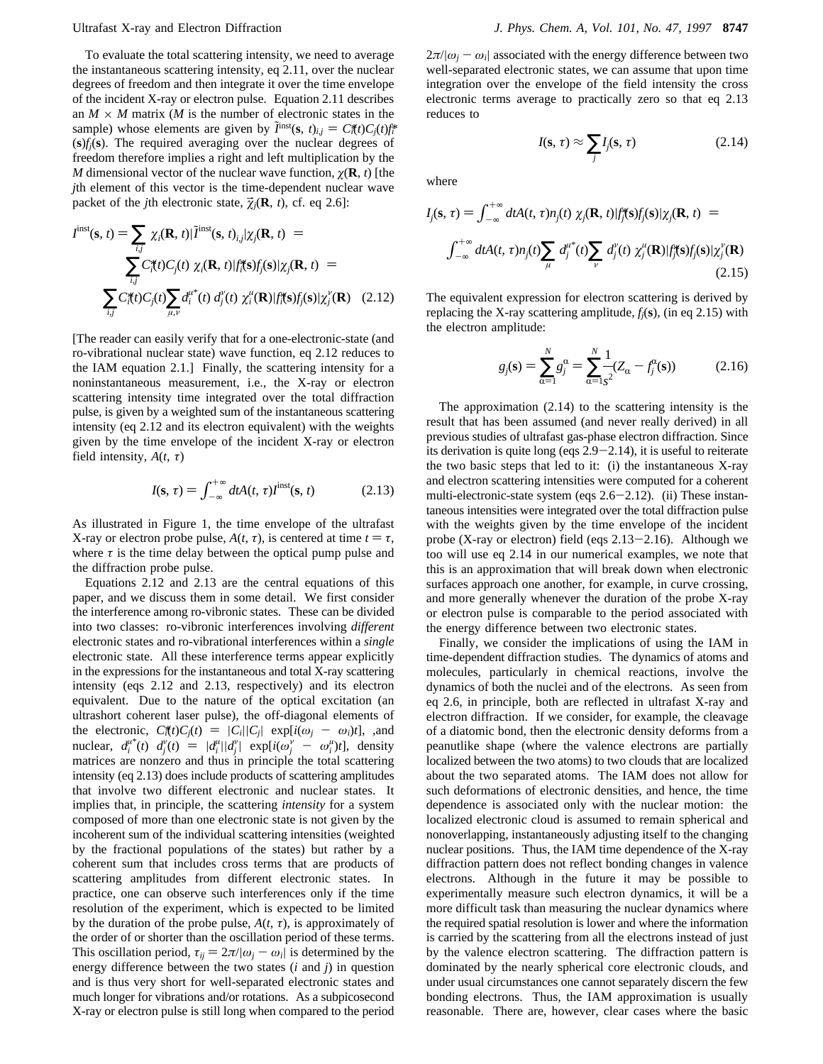To evaluate the total scattering intensity, we need to average the instantaneous scattering intensity, eq 2.11, over the nuclear degrees of freedom and then integrate it over the time envelope of the incident X-ray or electron pulse. Equation 2.11 describes an $M \times M$ matrix ($M$ is the number of electronic states in the sample) whose elements are given by $\tilde{I}^{\rm inst}(\mathbf{s}, t)_{i,j} = C_i^*(t)C_j(t)f_i^*(\mathbf{s})f_j(\mathbf{s})$. The required averaging over the nuclear degrees of freedom therefore implies a right and left multiplication by the $M$ dimensional vector of the nuclear wave function, $\chi(\mathbf{R}, t)$ [the $j$th element of this vector is the time-dependent nuclear wave packet of the $j$th electronic state, $\vec{\chi}_j(\mathbf{R}, t)$, cf. eq 2.6]:

$$I^{\rm inst}(\mathbf{s}, t) = \sum_{i,j} \langle \chi_i(\mathbf{R}, t)|\tilde{I}^{\rm inst}(\mathbf{s}, t)_{i,j}|\chi_j(\mathbf{R}, t)\rangle = \sum_{i,j} C_i^*(t)C_j(t) \langle \chi_i(\mathbf{R}, t)|f_i^*(\mathbf{s})f_j(\mathbf{s})|\chi_j(\mathbf{R}, t)\rangle = \sum_{i,j} C_i^*(t)C_j(t)\sum_{\mu,\nu} d_i^{\mu^*}(t)\, d_j^{\nu}(t) \langle \chi_i^{\mu}(\mathbf{R})|f_i^*(\mathbf{s})f_j(\mathbf{s})|\chi_j^{\nu}(\mathbf{R})\rangle \quad (2.12)$$

[The reader can easily verify that for a one-electronic-state (and ro-vibrational nuclear state) wave function, eq 2.12 reduces to the IAM equation 2.1.] Finally, the scattering intensity for a noninstantaneous measurement, i.e., the X-ray or electron scattering intensity time integrated over the total diffraction pulse, is given by a weighted sum of the instantaneous scattering intensity (eq 2.12 and its electron equivalent) with the weights given by the time envelope of the incident X-ray or electron field intensity, $A(t, \tau)$

$$I(\mathbf{s}, \tau) = \int_{-\infty}^{+\infty} dt A(t, \tau) I^{\rm inst}(\mathbf{s}, t) \quad (2.13)$$

As illustrated in Figure 1, the time envelope of the ultrafast X-ray or electron probe pulse, $A(t, \tau)$, is centered at time $t = \tau$, where $\tau$ is the time delay between the optical pump pulse and the diffraction probe pulse.

Equations 2.12 and 2.13 are the central equations of this paper, and we discuss them in some detail. We first consider the interference among ro-vibronic states. These can be divided into two classes: ro-vibronic interferences involving *different* electronic states and ro-vibrational interferences within a *single* electronic state. All these interference terms appear explicitly in the expressions for the instantaneous and total X-ray scattering intensity (eqs 2.12 and 2.13, respectively) and its electron equivalent. Due to the nature of the optical excitation (an ultrashort coherent laser pulse), the off-diagonal elements of the electronic, $C_i^*(t)C_j(t) = |C_i||C_j| \exp[i(\omega_j - \omega_i)t]$, ,and nuclear, $d_i^{\mu^*}(t)\, d_j^{\nu}(t) = |d_i^{\mu}||d_j^{\nu}| \exp[i(\omega_j^{\nu} - \omega_i^{\mu})t]$, density matrices are nonzero and thus in principle the total scattering intensity (eq 2.13) does include products of scattering amplitudes that involve two different electronic and nuclear states. It implies that, in principle, the scattering *intensity* for a system composed of more than one electronic state is not given by the incoherent sum of the individual scattering intensities (weighted by the fractional populations of the states) but rather by a coherent sum that includes cross terms that are products of scattering amplitudes from different electronic states. In practice, one can observe such interferences only if the time resolution of the experiment, which is expected to be limited by the duration of the probe pulse, $A(t, \tau)$, is approximately of the order of or shorter than the oscillation period of these terms. This oscillation period, $\tau_{ij} = 2\pi/|\omega_j - \omega_i|$ is determined by the energy difference between the two states ($i$ and $j$) in question and is thus very short for well-separated electronic states and much longer for vibrations and/or rotations. As a subpicosecond X-ray or electron pulse is still long when compared to the period $2\pi/|\omega_j - \omega_i|$ associated with the energy difference between two well-separated electronic states, we can assume that upon time integration over the envelope of the field intensity the cross electronic terms average to practically zero so that eq 2.13 reduces to

$$I(\mathbf{s}, \tau) \approx \sum_j I_j(\mathbf{s}, \tau) \quad (2.14)$$

where

$$I_j(\mathbf{s}, \tau) = \int_{-\infty}^{+\infty} dt A(t, \tau) n_j(t) \langle \chi_j(\mathbf{R}, t)|f_j^*(\mathbf{s})f_j(\mathbf{s})|\chi_j(\mathbf{R}, t)\rangle = \int_{-\infty}^{+\infty} dt A(t, \tau) n_j(t) \sum_{\mu} d_j^{\mu^*}(t) \sum_{\nu} d_j^{\nu}(t) \langle \chi_j^{\mu}(\mathbf{R})|f_j^*(\mathbf{s})f_j(\mathbf{s})|\chi_j^{\nu}(\mathbf{R})\rangle \quad (2.15)$$

The equivalent expression for electron scattering is derived by replacing the X-ray scattering amplitude, $f_j(\mathbf{s})$, (in eq 2.15) with the electron amplitude:

$$g_j(\mathbf{s}) = \sum_{\alpha=1}^{N} g_j^{\alpha} = \sum_{\alpha=1}^{N} \frac{1}{s^2}(Z_\alpha - f_j^{\alpha}(\mathbf{s})) \quad (2.16)$$

The approximation (2.14) to the scattering intensity is the result that has been assumed (and never really derived) in all previous studies of ultrafast gas-phase electron diffraction. Since its derivation is quite long (eqs 2.9–2.14), it is useful to reiterate the two basic steps that led to it: (i) the instantaneous X-ray and electron scattering intensities were computed for a coherent multi-electronic-state system (eqs 2.6–2.12). (ii) These instantaneous intensities were integrated over the total diffraction pulse with the weights given by the time envelope of the incident probe (X-ray or electron) field (eqs 2.13–2.16). Although we too will use eq 2.14 in our numerical examples, we note that this is an approximation that will break down when electronic surfaces approach one another, for example, in curve crossing, and more generally whenever the duration of the probe X-ray or electron pulse is comparable to the period associated with the energy difference between two electronic states.

Finally, we consider the implications of using the IAM in time-dependent diffraction studies. The dynamics of atoms and molecules, particularly in chemical reactions, involve the dynamics of both the nuclei and of the electrons. As seen from eq 2.6, in principle, both are reflected in ultrafast X-ray and electron diffraction. If we consider, for example, the cleavage of a diatomic bond, then the electronic density deforms from a peanutlike shape (where the valence electrons are partially localized between the two atoms) to two clouds that are localized about the two separated atoms. The IAM does not allow for such deformations of electronic densities, and hence, the time dependence is associated only with the nuclear motion: the localized electronic cloud is assumed to remain spherical and nonoverlapping, instantaneously adjusting itself to the changing nuclear positions. Thus, the IAM time dependence of the X-ray diffraction pattern does not reflect bonding changes in valence electrons. Although in the future it may be possible to experimentally measure such electron dynamics, it will be a more difficult task than measuring the nuclear dynamics where the required spatial resolution is lower and where the information is carried by the scattering from all the electrons instead of just by the valence electron scattering. The diffraction pattern is dominated by the nearly spherical core electronic clouds, and under usual circumstances one cannot separately discern the few bonding electrons. Thus, the IAM approximation is usually reasonable. There are, however, clear cases where the basic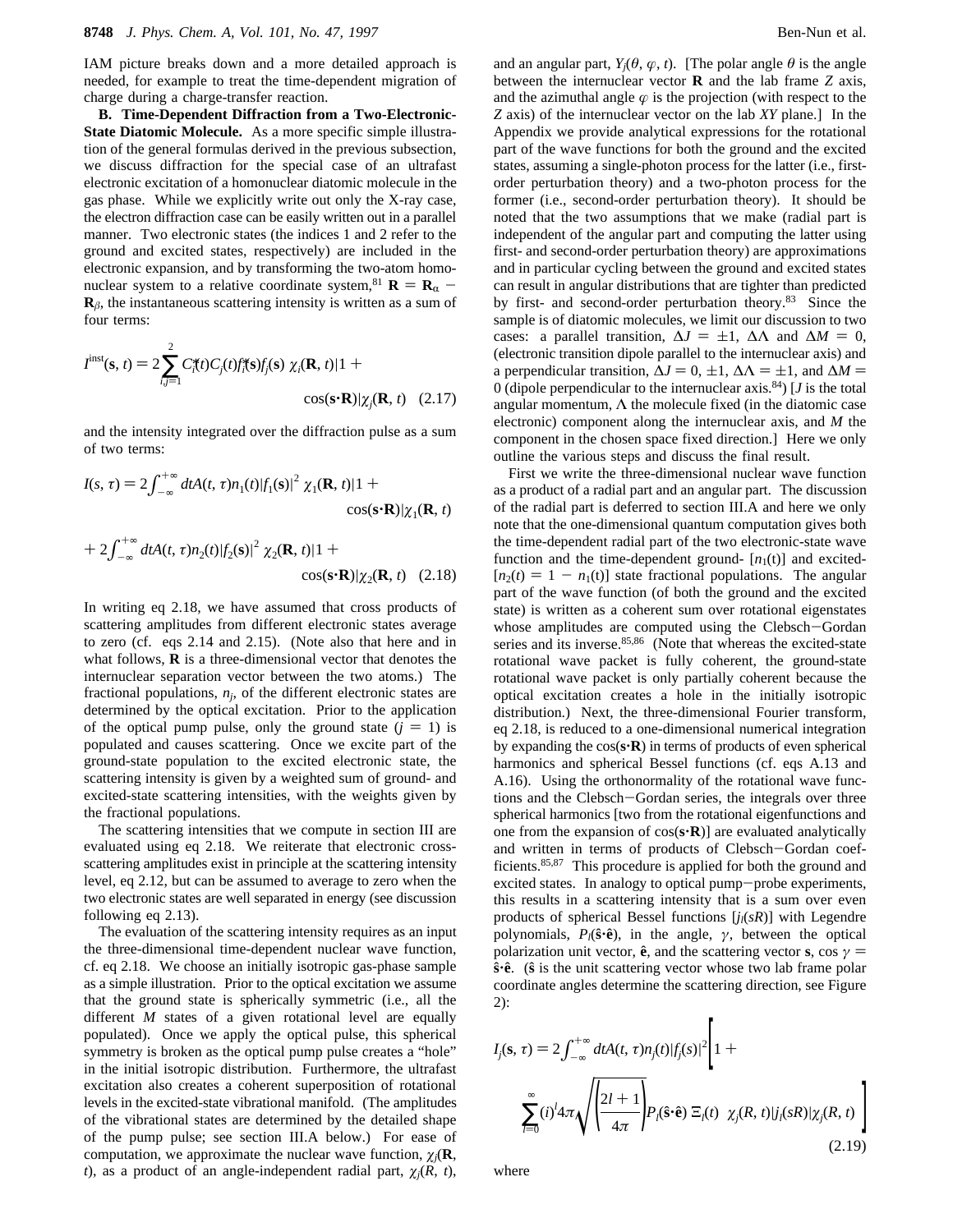IAM picture breaks down and a more detailed approach is needed, for example to treat the time-dependent migration of charge during a charge-transfer reaction.

**B. Time-Dependent Diffraction from a Two-Electronic-State Diatomic Molecule.** As a more specific simple illustration of the general formulas derived in the previous subsection, we discuss diffraction for the special case of an ultrafast electronic excitation of a homonuclear diatomic molecule in the gas phase. While we explicitly write out only the X-ray case, the electron diffraction case can be easily written out in a parallel manner. Two electronic states (the indices 1 and 2 refer to the ground and excited states, respectively) are included in the electronic expansion, and by transforming the two-atom homonuclear system to a relative coordinate system,[81] $\mathbf{R} = \mathbf{R}_\alpha - \mathbf{R}_\beta$, the instantaneous scattering intensity is written as a sum of four terms:

$$I^{\text{inst}}(\mathbf{s}, t) = 2\sum_{i,j=1}^{2} C_i^*(t)C_j(t)f_i^*(\mathbf{s})f_j(\mathbf{s}) \langle\chi_i(\mathbf{R}, t)|1 + \cos(\mathbf{s}\cdot\mathbf{R})|\chi_j(\mathbf{R}, t)\rangle \quad (2.17)$$

and the intensity integrated over the diffraction pulse as a sum of two terms:

$$I(s, \tau) = 2\int_{-\infty}^{+\infty} dtA(t, \tau)n_1(t)|f_1(\mathbf{s})|^2 \langle\chi_1(\mathbf{R}, t)|1 + \cos(\mathbf{s}\cdot\mathbf{R})|\chi_1(\mathbf{R}, t)\rangle + 2\int_{-\infty}^{+\infty} dtA(t, \tau)n_2(t)|f_2(\mathbf{s})|^2 \langle\chi_2(\mathbf{R}, t)|1 + \cos(\mathbf{s}\cdot\mathbf{R})|\chi_2(\mathbf{R}, t)\rangle \quad (2.18)$$

In writing eq 2.18, we have assumed that cross products of scattering amplitudes from different electronic states average to zero (cf. eqs 2.14 and 2.15). (Note also that here and in what follows, **R** is a three-dimensional vector that denotes the internuclear separation vector between the two atoms.) The fractional populations, $n_j$, of the different electronic states are determined by the optical excitation. Prior to the application of the optical pump pulse, only the ground state ($j = 1$) is populated and causes scattering. Once we excite part of the ground-state population to the excited electronic state, the scattering intensity is given by a weighted sum of ground- and excited-state scattering intensities, with the weights given by the fractional populations.

The scattering intensities that we compute in section III are evaluated using eq 2.18. We reiterate that electronic cross-scattering amplitudes exist in principle at the scattering intensity level, eq 2.12, but can be assumed to average to zero when the two electronic states are well separated in energy (see discussion following eq 2.13).

The evaluation of the scattering intensity requires as an input the three-dimensional time-dependent nuclear wave function, cf. eq 2.18. We choose an initially isotropic gas-phase sample as a simple illustration. Prior to the optical excitation we assume that the ground state is spherically symmetric (i.e., all the different $M$ states of a given rotational level are equally populated). Once we apply the optical pulse, this spherical symmetry is broken as the optical pump pulse creates a "hole" in the initial isotropic distribution. Furthermore, the ultrafast excitation also creates a coherent superposition of rotational levels in the excited-state vibrational manifold. (The amplitudes of the vibrational states are determined by the detailed shape of the pump pulse; see section III.A below.) For ease of computation, we approximate the nuclear wave function, $\chi_j(\mathbf{R}, t)$, as a product of an angle-independent radial part, $\chi_j(R, t)$, and an angular part, $Y_j(\theta, \varphi, t)$. [The polar angle $\theta$ is the angle between the internuclear vector **R** and the lab frame $Z$ axis, and the azimuthal angle $\varphi$ is the projection (with respect to the $Z$ axis) of the internuclear vector on the lab $XY$ plane.] In the Appendix we provide analytical expressions for the rotational part of the wave functions for both the ground and the excited states, assuming a single-photon process for the latter (i.e., first-order perturbation theory) and a two-photon process for the former (i.e., second-order perturbation theory). It should be noted that the two assumptions that we make (radial part is independent of the angular part and computing the latter using first- and second-order perturbation theory) are approximations and in particular cycling between the ground and excited states can result in angular distributions that are tighter than predicted by first- and second-order perturbation theory.[83] Since the sample is of diatomic molecules, we limit our discussion to two cases: a parallel transition, $\Delta J = \pm 1$, $\Delta\Lambda$ and $\Delta M = 0$, (electronic transition dipole parallel to the internuclear axis) and a perpendicular transition, $\Delta J = 0, \pm 1$, $\Delta\Lambda = \pm 1$, and $\Delta M = 0$ (dipole perpendicular to the internuclear axis.[84]) [$J$ is the total angular momentum, $\Lambda$ the molecule fixed (in the diatomic case electronic) component along the internuclear axis, and $M$ the component in the chosen space fixed direction.] Here we only outline the various steps and discuss the final result.

First we write the three-dimensional nuclear wave function as a product of a radial part and an angular part. The discussion of the radial part is deferred to section III.A and here we only note that the one-dimensional quantum computation gives both the time-dependent radial part of the two electronic-state wave function and the time-dependent ground- [$n_1(t)$] and excited- [$n_2(t) = 1 - n_1(t)$] state fractional populations. The angular part of the wave function (of both the ground and the excited state) is written as a coherent sum over rotational eigenstates whose amplitudes are computed using the Clebsch–Gordan series and its inverse.[85,86] (Note that whereas the excited-state rotational wave packet is fully coherent, the ground-state rotational wave packet is only partially coherent because the optical excitation creates a hole in the initially isotropic distribution.) Next, the three-dimensional Fourier transform, eq 2.18, is reduced to a one-dimensional numerical integration by expanding the cos(**s**·**R**) in terms of products of even spherical harmonics and spherical Bessel functions (cf. eqs A.13 and A.16). Using the orthonormality of the rotational wave functions and the Clebsch–Gordan series, the integrals over three spherical harmonics [two from the rotational eigenfunctions and one from the expansion of cos(**s**·**R**)] are evaluated analytically and written in terms of products of Clebsch–Gordan coefficients.[85,87] This procedure is applied for both the ground and excited states. In analogy to optical pump–probe experiments, this results in a scattering intensity that is a sum over even products of spherical Bessel functions [$j_l(sR)$] with Legendre polynomials, $P_l(\hat{\mathbf{s}}\cdot\hat{\mathbf{e}})$, in the angle, $\gamma$, between the optical polarization unit vector, $\hat{\mathbf{e}}$, and the scattering vector **s**, $\cos\gamma = \hat{\mathbf{s}}\cdot\hat{\mathbf{e}}$. ($\hat{\mathbf{s}}$ is the unit scattering vector whose two lab frame polar coordinate angles determine the scattering direction, see Figure 2):

$$I_j(\mathbf{s}, \tau) = 2\int_{-\infty}^{+\infty} dtA(t, \tau)n_j(t)|f_j(s)|^2\left[1 + \sum_{l=0}^{\infty}(i)^l 4\pi\sqrt{\left(\frac{2l+1}{4\pi}\right)}P_l(\hat{\mathbf{s}}\cdot\hat{\mathbf{e}})\,\Xi_l(t)\,\langle\chi_j(R, t)|j_l(sR)|\chi_j(R, t)\rangle\right] \quad (2.19)$$

where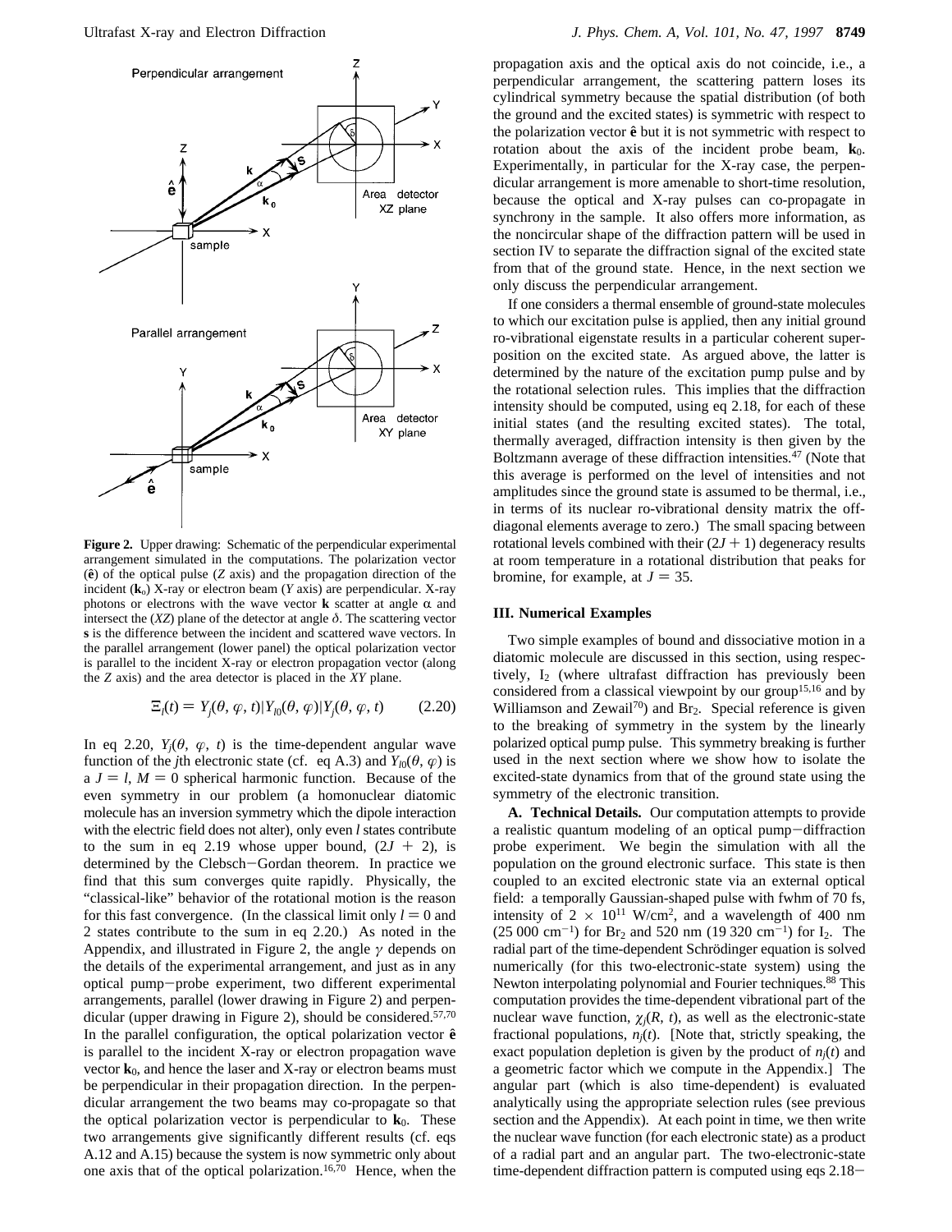**Figure 2.** Upper drawing: Schematic of the perpendicular experimental arrangement simulated in the computations. The polarization vector ($\hat{\mathbf{e}}$) of the optical pulse ($Z$ axis) and the propagation direction of the incident ($\mathbf{k}_o$) X-ray or electron beam ($Y$ axis) are perpendicular. X-ray photons or electrons with the wave vector $\mathbf{k}$ scatter at angle $\alpha$ and intersect the ($XZ$) plane of the detector at angle $\delta$. The scattering vector $\mathbf{s}$ is the difference between the incident and scattered wave vectors. In the parallel arrangement (lower panel) the optical polarization vector is parallel to the incident X-ray or electron propagation vector (along the $Z$ axis) and the area detector is placed in the $XY$ plane.

$$\Xi_l(t) = Y_j(\theta, \varphi, t)|Y_{l0}(\theta, \varphi)|Y_j(\theta, \varphi, t) \qquad (2.20)$$

In eq 2.20, $Y_j(\theta, \varphi, t)$ is the time-dependent angular wave function of the $j$th electronic state (cf. eq A.3) and $Y_{l0}(\theta, \varphi)$ is a $J = l$, $M = 0$ spherical harmonic function. Because of the even symmetry in our problem (a homonuclear diatomic molecule has an inversion symmetry which the dipole interaction with the electric field does not alter), only even $l$ states contribute to the sum in eq 2.19 whose upper bound, $(2J + 2)$, is determined by the Clebsch–Gordan theorem. In practice we find that this sum converges quite rapidly. Physically, the "classical-like" behavior of the rotational motion is the reason for this fast convergence. (In the classical limit only $l = 0$ and 2 states contribute to the sum in eq 2.20.) As noted in the Appendix, and illustrated in Figure 2, the angle $\gamma$ depends on the details of the experimental arrangement, and just as in any optical pump–probe experiment, two different experimental arrangements, parallel (lower drawing in Figure 2) and perpendicular (upper drawing in Figure 2), should be considered.[57,70] In the parallel configuration, the optical polarization vector $\hat{\mathbf{e}}$ is parallel to the incident X-ray or electron propagation wave vector $\mathbf{k}_0$, and hence the laser and X-ray or electron beams must be perpendicular in their propagation direction. In the perpendicular arrangement the two beams may co-propagate so that the optical polarization vector is perpendicular to $\mathbf{k}_0$. These two arrangements give significantly different results (cf. eqs A.12 and A.15) because the system is now symmetric only about one axis that of the optical polarization.[16,70] Hence, when the propagation axis and the optical axis do not coincide, i.e., a perpendicular arrangement, the scattering pattern loses its cylindrical symmetry because the spatial distribution (of both the ground and the excited states) is symmetric with respect to the polarization vector $\hat{\mathbf{e}}$ but it is not symmetric with respect to rotation about the axis of the incident probe beam, $\mathbf{k}_0$. Experimentally, in particular for the X-ray case, the perpendicular arrangement is more amenable to short-time resolution, because the optical and X-ray pulses can co-propagate in synchrony in the sample. It also offers more information, as the noncircular shape of the diffraction pattern will be used in section IV to separate the diffraction signal of the excited state from that of the ground state. Hence, in the next section we only discuss the perpendicular arrangement.

If one considers a thermal ensemble of ground-state molecules to which our excitation pulse is applied, then any initial ground ro-vibrational eigenstate results in a particular coherent superposition on the excited state. As argued above, the latter is determined by the nature of the excitation pump pulse and by the rotational selection rules. This implies that the diffraction intensity should be computed, using eq 2.18, for each of these initial states (and the resulting excited states). The total, thermally averaged, diffraction intensity is then given by the Boltzmann average of these diffraction intensities.[47] (Note that this average is performed on the level of intensities and not amplitudes since the ground state is assumed to be thermal, i.e., in terms of its nuclear ro-vibrational density matrix the off-diagonal elements average to zero.) The small spacing between rotational levels combined with their $(2J + 1)$ degeneracy results at room temperature in a rotational distribution that peaks for bromine, for example, at $J = 35$.

### III. Numerical Examples

Two simple examples of bound and dissociative motion in a diatomic molecule are discussed in this section, using respectively, $I_2$ (where ultrafast diffraction has previously been considered from a classical viewpoint by our group[15,16] and by Williamson and Zewail[70]) and $Br_2$. Special reference is given to the breaking of symmetry in the system by the linearly polarized optical pump pulse. This symmetry breaking is further used in the next section where we show how to isolate the excited-state dynamics from that of the ground state using the symmetry of the electronic transition.

**A. Technical Details.** Our computation attempts to provide a realistic quantum modeling of an optical pump–diffraction probe experiment. We begin the simulation with all the population on the ground electronic surface. This state is then coupled to an excited electronic state via an external optical field: a temporally Gaussian-shaped pulse with fwhm of 70 fs, intensity of $2 \times 10^{11}$ W/cm$^2$, and a wavelength of 400 nm (25 000 cm$^{-1}$) for $Br_2$ and 520 nm (19 320 cm$^{-1}$) for $I_2$. The radial part of the time-dependent Schrödinger equation is solved numerically (for this two-electronic-state system) using the Newton interpolating polynomial and Fourier techniques.[88] This computation provides the time-dependent vibrational part of the nuclear wave function, $\chi_j(R, t)$, as well as the electronic-state fractional populations, $n_j(t)$. [Note that, strictly speaking, the exact population depletion is given by the product of $n_j(t)$ and a geometric factor which we compute in the Appendix.] The angular part (which is also time-dependent) is evaluated analytically using the appropriate selection rules (see previous section and the Appendix). At each point in time, we then write the nuclear wave function (for each electronic state) as a product of a radial part and an angular part. The two-electronic-state time-dependent diffraction pattern is computed using eqs 2.18–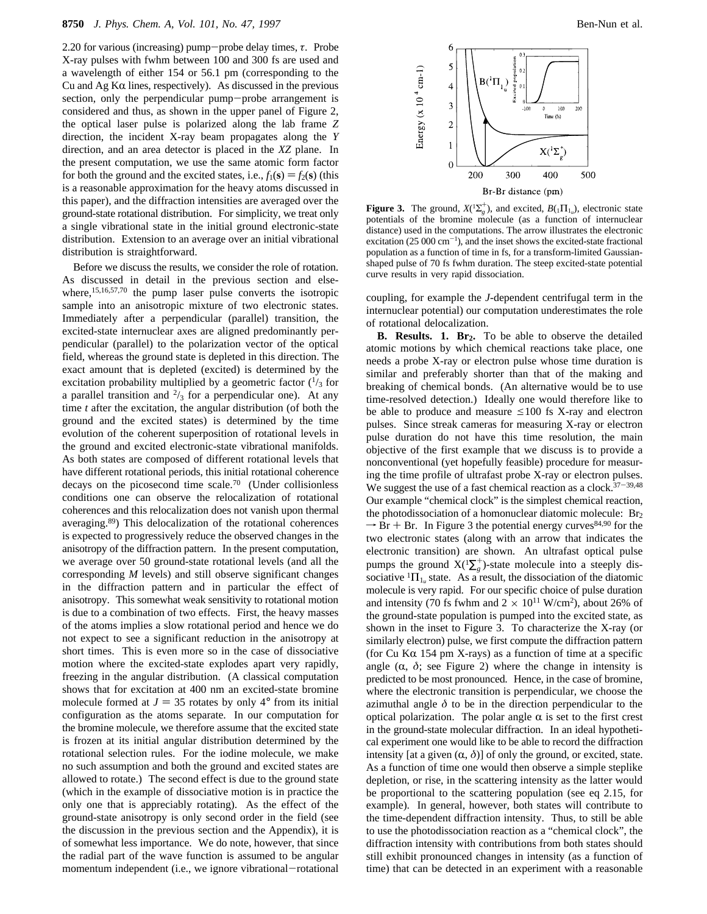2.20 for various (increasing) pump–probe delay times, $\tau$. Probe X-ray pulses with fwhm between 100 and 300 fs are used and a wavelength of either 154 or 56.1 pm (corresponding to the Cu and Ag K$\alpha$ lines, respectively). As discussed in the previous section, only the perpendicular pump–probe arrangement is considered and thus, as shown in the upper panel of Figure 2, the optical laser pulse is polarized along the lab frame $Z$ direction, the incident X-ray beam propagates along the $Y$ direction, and an area detector is placed in the $XZ$ plane. In the present computation, we use the same atomic form factor for both the ground and the excited states, i.e., $f_1(\mathbf{s}) = f_2(\mathbf{s})$ (this is a reasonable approximation for the heavy atoms discussed in this paper), and the diffraction intensities are averaged over the ground-state rotational distribution. For simplicity, we treat only a single vibrational state in the initial ground electronic-state distribution. Extension to an average over an initial vibrational distribution is straightforward.

Before we discuss the results, we consider the role of rotation. As discussed in detail in the previous section and elsewhere,[15,16,57,70] the pump laser pulse converts the isotropic sample into an anisotropic mixture of two electronic states. Immediately after a perpendicular (parallel) transition, the excited-state internuclear axes are aligned predominantly perpendicular (parallel) to the polarization vector of the optical field, whereas the ground state is depleted in this direction. The exact amount that is depleted (excited) is determined by the excitation probability multiplied by a geometric factor ($^1/_3$ for a parallel transition and $^2/_3$ for a perpendicular one). At any time $t$ after the excitation, the angular distribution (of both the ground and the excited states) is determined by the time evolution of the coherent superposition of rotational levels in the ground and excited electronic-state vibrational manifolds. As both states are composed of different rotational levels that have different rotational periods, this initial rotational coherence decays on the picosecond time scale.[70] (Under collisionless conditions one can observe the relocalization of rotational coherences and this relocalization does not vanish upon thermal averaging.[89]) This delocalization of the rotational coherences is expected to progressively reduce the observed changes in the anisotropy of the diffraction pattern. In the present computation, we average over 50 ground-state rotational levels (and all the corresponding $M$ levels) and still observe significant changes in the diffraction pattern and in particular the effect of anisotropy. This somewhat weak sensitivity to rotational motion is due to a combination of two effects. First, the heavy masses of the atoms implies a slow rotational period and hence we do not expect to see a significant reduction in the anisotropy at short times. This is even more so in the case of dissociative motion where the excited-state explodes apart very rapidly, freezing in the angular distribution. (A classical computation shows that for excitation at 400 nm an excited-state bromine molecule formed at $J = 35$ rotates by only 4° from its initial configuration as the atoms separate. In our computation for the bromine molecule, we therefore assume that the excited state is frozen at its initial angular distribution determined by the rotational selection rules. For the iodine molecule, we make no such assumption and both the ground and excited states are allowed to rotate.) The second effect is due to the ground state (which in the example of dissociative motion is in practice the only one that is appreciably rotating). As the effect of the ground-state anisotropy is only second order in the field (see the discussion in the previous section and the Appendix), it is of somewhat less importance. We do note, however, that since the radial part of the wave function is assumed to be angular momentum independent (i.e., we ignore vibrational–rotational coupling, for example the $J$-dependent centrifugal term in the internuclear potential) our computation underestimates the role of rotational delocalization.

**Figure 3.** The ground, $X(^1\Sigma_g^+)$, and excited, $B(_1\Pi_{1_u})$, electronic state potentials of the bromine molecule (as a function of internuclear distance) used in the computations. The arrow illustrates the electronic excitation (25 000 cm$^{-1}$), and the inset shows the excited-state fractional population as a function of time in fs, for a transform-limited Gaussian-shaped pulse of 70 fs fwhm duration. The steep excited-state potential curve results in very rapid dissociation.

**B. Results. 1. $Br_2$.** To be able to observe the detailed atomic motions by which chemical reactions take place, one needs a probe X-ray or electron pulse whose time duration is similar and preferably shorter than that of the making and breaking of chemical bonds. (An alternative would be to use time-resolved detection.) Ideally one would therefore like to be able to produce and measure $\leq$100 fs X-ray and electron pulses. Since streak cameras for measuring X-ray or electron pulse duration do not have this time resolution, the main objective of the first example that we discuss is to provide a nonconventional (yet hopefully feasible) procedure for measuring the time profile of ultrafast probe X-ray or electron pulses. We suggest the use of a fast chemical reaction as a clock.[37–39,48] Our example "chemical clock" is the simplest chemical reaction, the photodissociation of a homonuclear diatomic molecule: $Br_2 \rightarrow Br + Br$. In Figure 3 the potential energy curves[84,90] for the two electronic states (along with an arrow that indicates the electronic transition) are shown. An ultrafast optical pulse pumps the ground $X(^1\Sigma_g^+)$-state molecule into a steeply dissociative $^1\Pi_{1_u}$ state. As a result, the dissociation of the diatomic molecule is very rapid. For our specific choice of pulse duration and intensity (70 fs fwhm and $2 \times 10^{11}$ W/cm$^2$), about 26% of the ground-state population is pumped into the excited state, as shown in the inset to Figure 3. To characterize the X-ray (or similarly electron) pulse, we first compute the diffraction pattern (for Cu K$\alpha$ 154 pm X-rays) as a function of time at a specific angle ($\alpha$, $\delta$; see Figure 2) where the change in intensity is predicted to be most pronounced. Hence, in the case of bromine, where the electronic transition is perpendicular, we choose the azimuthal angle $\delta$ to be in the direction perpendicular to the optical polarization. The polar angle $\alpha$ is set to the first crest in the ground-state molecular diffraction. In an ideal hypothetical experiment one would like to be able to record the diffraction intensity [at a given ($\alpha$, $\delta$)] of only the ground, or excited, state. As a function of time one would then observe a simple steplike depletion, or rise, in the scattering intensity as the latter would be proportional to the scattering population (see eq 2.15, for example). In general, however, both states will contribute to the time-dependent diffraction intensity. Thus, to still be able to use the photodissociation reaction as a "chemical clock", the diffraction intensity with contributions from both states should still exhibit pronounced changes in intensity (as a function of time) that can be detected in an experiment with a reasonable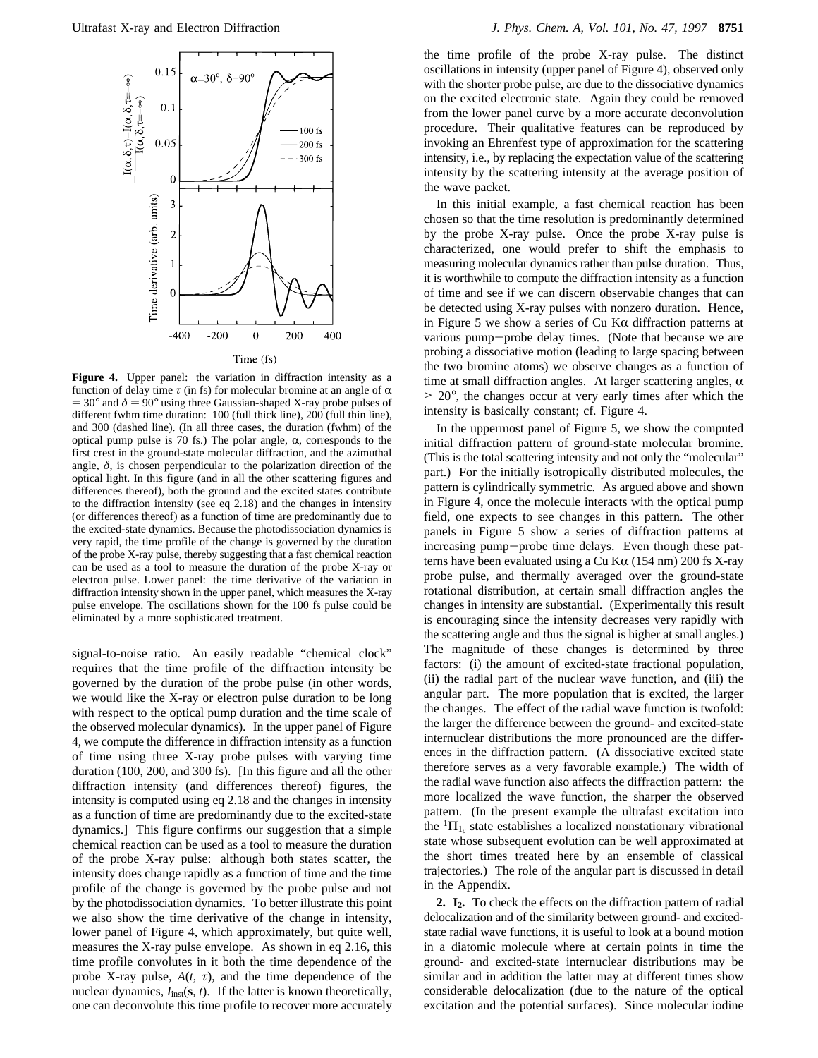**Figure 4.** Upper panel: the variation in diffraction intensity as a function of delay time $\tau$ (in fs) for molecular bromine at an angle of $\alpha = 30°$ and $\delta = 90°$ using three Gaussian-shaped X-ray probe pulses of different fwhm time duration: 100 (full thick line), 200 (full thin line), and 300 (dashed line). (In all three cases, the duration (fwhm) of the optical pump pulse is 70 fs.) The polar angle, $\alpha$, corresponds to the first crest in the ground-state molecular diffraction, and the azimuthal angle, $\delta$, is chosen perpendicular to the polarization direction of the optical light. In this figure (and in all the other scattering figures and differences thereof), both the ground and the excited states contribute to the diffraction intensity (see eq 2.18) and the changes in intensity (or differences thereof) as a function of time are predominantly due to the excited-state dynamics. Because the photodissociation dynamics is very rapid, the time profile of the change is governed by the duration of the probe X-ray pulse, thereby suggesting that a fast chemical reaction can be used as a tool to measure the duration of the probe X-ray or electron pulse. Lower panel: the time derivative of the variation in diffraction intensity shown in the upper panel, which measures the X-ray pulse envelope. The oscillations shown for the 100 fs pulse could be eliminated by a more sophisticated treatment.

signal-to-noise ratio. An easily readable "chemical clock" requires that the time profile of the diffraction intensity be governed by the duration of the probe pulse (in other words, we would like the X-ray or electron pulse duration to be long with respect to the optical pump duration and the time scale of the observed molecular dynamics). In the upper panel of Figure 4, we compute the difference in diffraction intensity as a function of time using three X-ray probe pulses with varying time duration (100, 200, and 300 fs). [In this figure and all the other diffraction intensity (and differences thereof) figures, the intensity is computed using eq 2.18 and the changes in intensity as a function of time are predominantly due to the excited-state dynamics.] This figure confirms our suggestion that a simple chemical reaction can be used as a tool to measure the duration of the probe X-ray pulse: although both states scatter, the intensity does change rapidly as a function of time and the time profile of the change is governed by the probe pulse and not by the photodissociation dynamics. To better illustrate this point we also show the time derivative of the change in intensity, lower panel of Figure 4, which approximately, but quite well, measures the X-ray pulse envelope. As shown in eq 2.16, this time profile convolutes in it both the time dependence of the probe X-ray pulse, $A(t, \tau)$, and the time dependence of the nuclear dynamics, $I_{inst}(\mathbf{s}, t)$. If the latter is known theoretically, one can deconvolute this time profile to recover more accurately the time profile of the probe X-ray pulse. The distinct oscillations in intensity (upper panel of Figure 4), observed only with the shorter probe pulse, are due to the dissociative dynamics on the excited electronic state. Again they could be removed from the lower panel curve by a more accurate deconvolution procedure. Their qualitative features can be reproduced by invoking an Ehrenfest type of approximation for the scattering intensity, i.e., by replacing the expectation value of the scattering intensity by the scattering intensity at the average position of the wave packet.

In this initial example, a fast chemical reaction has been chosen so that the time resolution is predominantly determined by the probe X-ray pulse. Once the probe X-ray pulse is characterized, one would prefer to shift the emphasis to measuring molecular dynamics rather than pulse duration. Thus, it is worthwhile to compute the diffraction intensity as a function of time and see if we can discern observable changes that can be detected using X-ray pulses with nonzero duration. Hence, in Figure 5 we show a series of Cu K$\alpha$ diffraction patterns at various pump−probe delay times. (Note that because we are probing a dissociative motion (leading to large spacing between the two bromine atoms) we observe changes as a function of time at small diffraction angles. At larger scattering angles, $\alpha > 20°$, the changes occur at very early times after which the intensity is basically constant; cf. Figure 4.

In the uppermost panel of Figure 5, we show the computed initial diffraction pattern of ground-state molecular bromine. (This is the total scattering intensity and not only the "molecular" part.) For the initially isotropically distributed molecules, the pattern is cylindrically symmetric. As argued above and shown in Figure 4, once the molecule interacts with the optical pump field, one expects to see changes in this pattern. The other panels in Figure 5 show a series of diffraction patterns at increasing pump−probe time delays. Even though these patterns have been evaluated using a Cu K$\alpha$ (154 nm) 200 fs X-ray probe pulse, and thermally averaged over the ground-state rotational distribution, at certain small diffraction angles the changes in intensity are substantial. (Experimentally this result is encouraging since the intensity decreases very rapidly with the scattering angle and thus the signal is higher at small angles.) The magnitude of these changes is determined by three factors: (i) the amount of excited-state fractional population, (ii) the radial part of the nuclear wave function, and (iii) the angular part. The more population that is excited, the larger the changes. The effect of the radial wave function is twofold: the larger the difference between the ground- and excited-state internuclear distributions the more pronounced are the differences in the diffraction pattern. (A dissociative excited state therefore serves as a very favorable example.) The width of the radial wave function also affects the diffraction pattern: the more localized the wave function, the sharper the observed pattern. (In the present example the ultrafast excitation into the $^1\Pi_{1_u}$ state establishes a localized nonstationary vibrational state whose subsequent evolution can be well approximated at the short times treated here by an ensemble of classical trajectories.) The role of the angular part is discussed in detail in the Appendix.

**2. $I_2$.** To check the effects on the diffraction pattern of radial delocalization and of the similarity between ground- and excited-state radial wave functions, it is useful to look at a bound motion in a diatomic molecule where at certain points in time the ground- and excited-state internuclear distributions may be similar and in addition the latter may at different times show considerable delocalization (due to the nature of the optical excitation and the potential surfaces). Since molecular iodine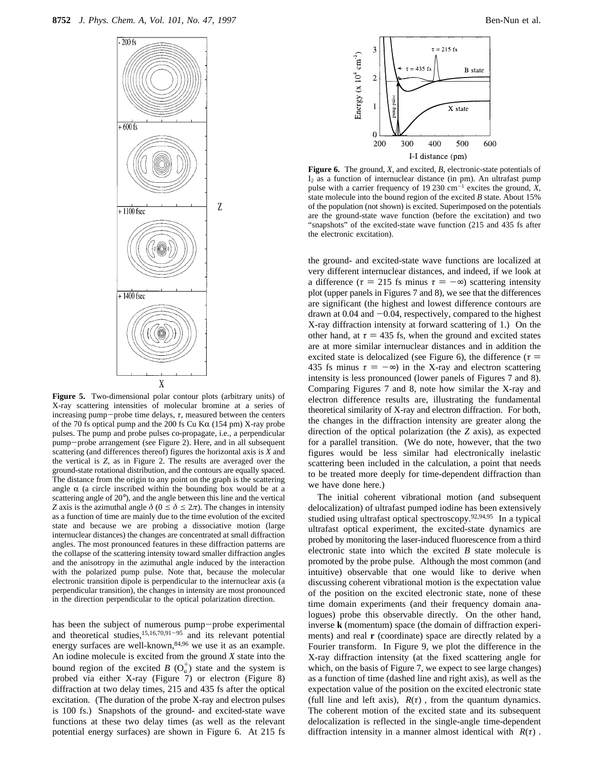**Figure 5.** Two-dimensional polar contour plots (arbitrary units) of X-ray scattering intensities of molecular bromine at a series of increasing pump−probe time delays, $\tau$, measured between the centers of the 70 fs optical pump and the 200 fs Cu K$\alpha$ (154 pm) X-ray probe pulses. The pump and probe pulses co-propagate, i.e., a perpendicular pump−probe arrangement (see Figure 2). Here, and in all subsequent scattering (and differences thereof) figures the horizontal axis is $X$ and the vertical is $Z$, as in Figure 2. The results are averaged over the ground-state rotational distribution, and the contours are equally spaced. The distance from the origin to any point on the graph is the scattering angle $\alpha$ (a circle inscribed within the bounding box would be at a scattering angle of 20°), and the angle between this line and the vertical $Z$ axis is the azimuthal angle $\delta$ ($0 \leq \delta \leq 2\pi$). The changes in intensity as a function of time are mainly due to the time evolution of the excited state and because we are probing a dissociative motion (large internuclear distances) the changes are concentrated at small diffraction angles. The most pronounced features in these diffraction patterns are the collapse of the scattering intensity toward smaller diffraction angles and the anisotropy in the azimuthal angle induced by the interaction with the polarized pump pulse. Note that, because the molecular electronic transition dipole is perpendicular to the internuclear axis (a perpendicular transition), the changes in intensity are most pronounced in the direction perpendicular to the optical polarization direction.

has been the subject of numerous pump−probe experimental and theoretical studies,[15,16,70,91−95] and its relevant potential energy surfaces are well-known,[84,96] we use it as an example. An iodine molecule is excited from the ground $X$ state into the bound region of the excited $B$ ($O_u^+$) state and the system is probed via either X-ray (Figure 7) or electron (Figure 8) diffraction at two delay times, 215 and 435 fs after the optical excitation. (The duration of the probe X-ray and electron pulses is 100 fs.) Snapshots of the ground- and excited-state wave functions at these two delay times (as well as the relevant potential energy surfaces) are shown in Figure 6. At 215 fs

**Figure 6.** The ground, $X$, and excited, $B$, electronic-state potentials of $I_2$ as a function of internuclear distance (in pm). An ultrafast pump pulse with a carrier frequency of 19 230 cm$^{-1}$ excites the ground, $X$, state molecule into the bound region of the excited $B$ state. About 15% of the population (not shown) is excited. Superimposed on the potentials are the ground-state wave function (before the excitation) and two "snapshots" of the excited-state wave function (215 and 435 fs after the electronic excitation).

the ground- and excited-state wave functions are localized at very different internuclear distances, and indeed, if we look at a difference ($\tau = 215$ fs minus $\tau = -\infty$) scattering intensity plot (upper panels in Figures 7 and 8), we see that the differences are significant (the highest and lowest difference contours are drawn at 0.04 and −0.04, respectively, compared to the highest X-ray diffraction intensity at forward scattering of 1.) On the other hand, at $\tau = 435$ fs, when the ground and excited states are at more similar internuclear distances and in addition the excited state is delocalized (see Figure 6), the difference ($\tau = 435$ fs minus $\tau = -\infty$) in the X-ray and electron scattering intensity is less pronounced (lower panels of Figures 7 and 8). Comparing Figures 7 and 8, note how similar the X-ray and electron difference results are, illustrating the fundamental theoretical similarity of X-ray and electron diffraction. For both, the changes in the diffraction intensity are greater along the direction of the optical polarization (the $Z$ axis), as expected for a parallel transition. (We do note, however, that the two figures would be less similar had electronically inelastic scattering been included in the calculation, a point that needs to be treated more deeply for time-dependent diffraction than we have done here.)

The initial coherent vibrational motion (and subsequent delocalization) of ultrafast pumped iodine has been extensively studied using ultrafast optical spectroscopy.[92,94,95] In a typical ultrafast optical experiment, the excited-state dynamics are probed by monitoring the laser-induced fluorescence from a third electronic state into which the excited $B$ state molecule is promoted by the probe pulse. Although the most common (and intuitive) observable that one would like to derive when discussing coherent vibrational motion is the expectation value of the position on the excited electronic state, none of these time domain experiments (and their frequency domain analogues) probe this observable directly. On the other hand, inverse **k** (momentum) space (the domain of diffraction experiments) and real **r** (coordinate) space are directly related by a Fourier transform. In Figure 9, we plot the difference in the X-ray diffraction intensity (at the fixed scattering angle for which, on the basis of Figure 7, we expect to see large changes) as a function of time (dashed line and right axis), as well as the expectation value of the position on the excited electronic state (full line and left axis), $\langle R(\tau) \rangle$, from the quantum dynamics. The coherent motion of the excited state and its subsequent delocalization is reflected in the single-angle time-dependent diffraction intensity in a manner almost identical with $\langle R(\tau) \rangle$.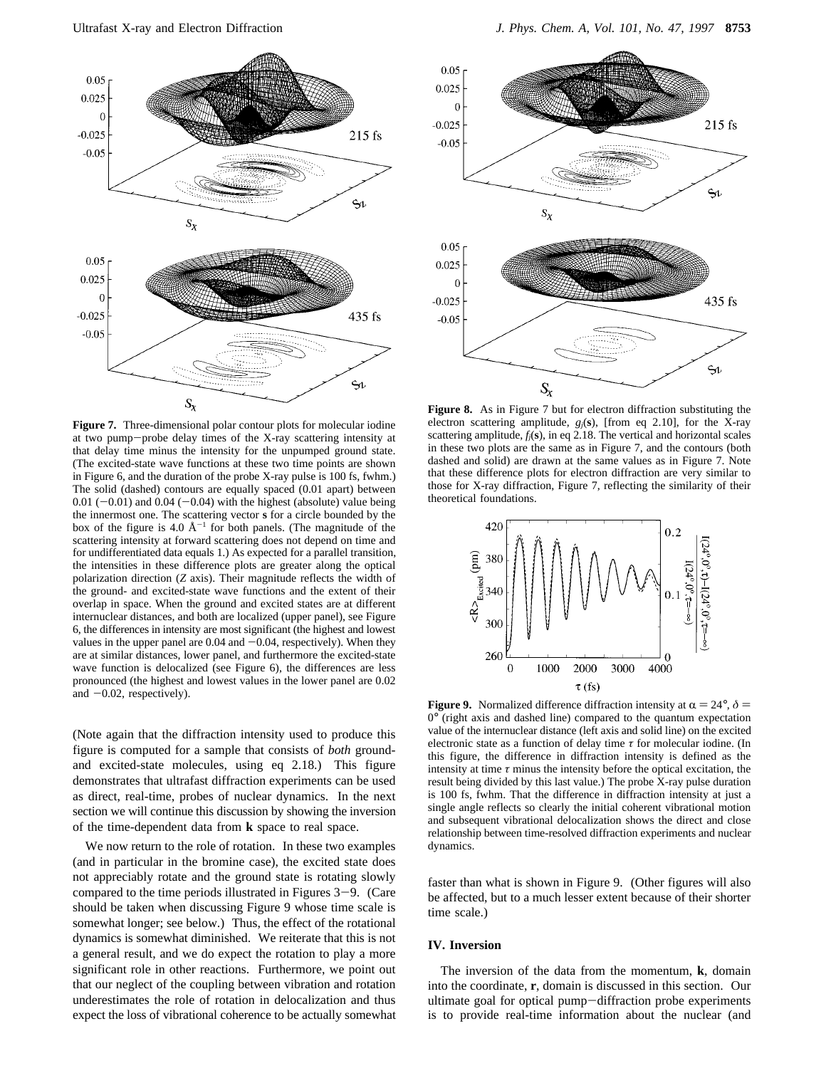**Figure 7.** Three-dimensional polar contour plots for molecular iodine at two pump–probe delay times of the X-ray scattering intensity at that delay time minus the intensity for the unpumped ground state. (The excited-state wave functions at these two time points are shown in Figure 6, and the duration of the probe X-ray pulse is 100 fs, fwhm.) The solid (dashed) contours are equally spaced (0.01 apart) between 0.01 (−0.01) and 0.04 (−0.04) with the highest (absolute) value being the innermost one. The scattering vector **s** for a circle bounded by the box of the figure is 4.0 Å$^{-1}$ for both panels. (The magnitude of the scattering intensity at forward scattering does not depend on time and for undifferentiated data equals 1.) As expected for a parallel transition, the intensities in these difference plots are greater along the optical polarization direction (*Z* axis). Their magnitude reflects the width of the ground- and excited-state wave functions and the extent of their overlap in space. When the ground and excited states are at different internuclear distances, and both are localized (upper panel), see Figure 6, the differences in intensity are most significant (the highest and lowest values in the upper panel are 0.04 and −0.04, respectively). When they are at similar distances, lower panel, and furthermore the excited-state wave function is delocalized (see Figure 6), the differences are less pronounced (the highest and lowest values in the lower panel are 0.02 and −0.02, respectively).

**Figure 8.** As in Figure 7 but for electron diffraction substituting the electron scattering amplitude, $g_j(\mathbf{s})$, [from eq 2.10], for the X-ray scattering amplitude, $f_j(\mathbf{s})$, in eq 2.18. The vertical and horizontal scales in these two plots are the same as in Figure 7, and the contours (both dashed and solid) are drawn at the same values as in Figure 7. Note that these difference plots for electron diffraction are very similar to those for X-ray diffraction, Figure 7, reflecting the similarity of their theoretical foundations.

**Figure 9.** Normalized difference diffraction intensity at $\alpha = 24°$, $\delta = 0°$ (right axis and dashed line) compared to the quantum expectation value of the internuclear distance (left axis and solid line) on the excited electronic state as a function of delay time $\tau$ for molecular iodine. (In this figure, the difference in diffraction intensity is defined as the intensity at time $\tau$ minus the intensity before the optical excitation, the result being divided by this last value.) The probe X-ray pulse duration is 100 fs, fwhm. That the difference in diffraction intensity at just a single angle reflects so clearly the initial coherent vibrational motion and subsequent vibrational delocalization shows the direct and close relationship between time-resolved diffraction experiments and nuclear dynamics.

(Note again that the diffraction intensity used to produce this figure is computed for a sample that consists of *both* ground- and excited-state molecules, using eq 2.18.) This figure demonstrates that ultrafast diffraction experiments can be used as direct, real-time, probes of nuclear dynamics. In the next section we will continue this discussion by showing the inversion of the time-dependent data from **k** space to real space.

We now return to the role of rotation. In these two examples (and in particular in the bromine case), the excited state does not appreciably rotate and the ground state is rotating slowly compared to the time periods illustrated in Figures 3–9. (Care should be taken when discussing Figure 9 whose time scale is somewhat longer; see below.) Thus, the effect of the rotational dynamics is somewhat diminished. We reiterate that this is not a general result, and we do expect the rotation to play a more significant role in other reactions. Furthermore, we point out that our neglect of the coupling between vibration and rotation underestimates the role of rotation in delocalization and thus expect the loss of vibrational coherence to be actually somewhat faster than what is shown in Figure 9. (Other figures will also be affected, but to a much lesser extent because of their shorter time scale.)

## IV. Inversion

The inversion of the data from the momentum, **k**, domain into the coordinate, **r**, domain is discussed in this section. Our ultimate goal for optical pump–diffraction probe experiments is to provide real-time information about the nuclear (and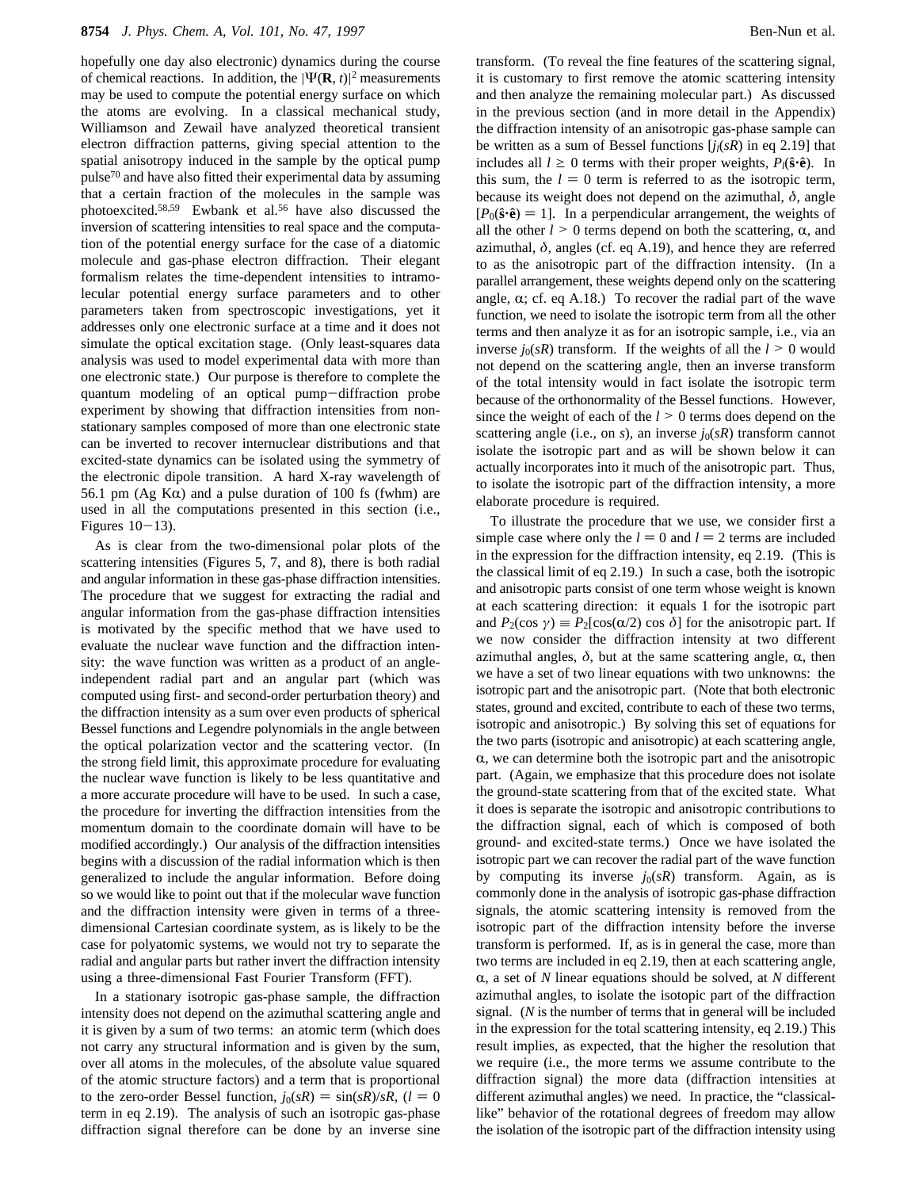hopefully one day also electronic) dynamics during the course of chemical reactions. In addition, the $|\Psi(\mathbf{R}, t)|^2$ measurements may be used to compute the potential energy surface on which the atoms are evolving. In a classical mechanical study, Williamson and Zewail have analyzed theoretical transient electron diffraction patterns, giving special attention to the spatial anisotropy induced in the sample by the optical pump pulse[70] and have also fitted their experimental data by assuming that a certain fraction of the molecules in the sample was photoexcited.[58,59] Ewbank et al.[56] have also discussed the inversion of scattering intensities to real space and the computation of the potential energy surface for the case of a diatomic molecule and gas-phase electron diffraction. Their elegant formalism relates the time-dependent intensities to intramolecular potential energy surface parameters and to other parameters taken from spectroscopic investigations, yet it addresses only one electronic surface at a time and it does not simulate the optical excitation stage. (Only least-squares data analysis was used to model experimental data with more than one electronic state.) Our purpose is therefore to complete the quantum modeling of an optical pump–diffraction probe experiment by showing that diffraction intensities from nonstationary samples composed of more than one electronic state can be inverted to recover internuclear distributions and that excited-state dynamics can be isolated using the symmetry of the electronic dipole transition. A hard X-ray wavelength of 56.1 pm (Ag Kα) and a pulse duration of 100 fs (fwhm) are used in all the computations presented in this section (i.e., Figures 10–13).

As is clear from the two-dimensional polar plots of the scattering intensities (Figures 5, 7, and 8), there is both radial and angular information in these gas-phase diffraction intensities. The procedure that we suggest for extracting the radial and angular information from the gas-phase diffraction intensities is motivated by the specific method that we have used to evaluate the nuclear wave function and the diffraction intensity: the wave function was written as a product of an angle-independent radial part and an angular part (which was computed using first- and second-order perturbation theory) and the diffraction intensity as a sum over even products of spherical Bessel functions and Legendre polynomials in the angle between the optical polarization vector and the scattering vector. (In the strong field limit, this approximate procedure for evaluating the nuclear wave function is likely to be less quantitative and a more accurate procedure will have to be used. In such a case, the procedure for inverting the diffraction intensities from the momentum domain to the coordinate domain will have to be modified accordingly.) Our analysis of the diffraction intensities begins with a discussion of the radial information which is then generalized to include the angular information. Before doing so we would like to point out that if the molecular wave function and the diffraction intensity were given in terms of a three-dimensional Cartesian coordinate system, as is likely to be the case for polyatomic systems, we would not try to separate the radial and angular parts but rather invert the diffraction intensity using a three-dimensional Fast Fourier Transform (FFT).

In a stationary isotropic gas-phase sample, the diffraction intensity does not depend on the azimuthal scattering angle and it is given by a sum of two terms: an atomic term (which does not carry any structural information and is given by the sum, over all atoms in the molecules, of the absolute value squared of the atomic structure factors) and a term that is proportional to the zero-order Bessel function, $j_0(sR) = \sin(sR)/sR$, ($l = 0$ term in eq 2.19). The analysis of such an isotropic gas-phase diffraction signal therefore can be done by an inverse sine transform. (To reveal the fine features of the scattering signal, it is customary to first remove the atomic scattering intensity and then analyze the remaining molecular part.) As discussed in the previous section (and in more detail in the Appendix) the diffraction intensity of an anisotropic gas-phase sample can be written as a sum of Bessel functions [$j_l(sR)$ in eq 2.19] that includes all $l \geq 0$ terms with their proper weights, $P_l(\hat{\mathbf{s}}\cdot\hat{\mathbf{e}})$. In this sum, the $l = 0$ term is referred to as the isotropic term, because its weight does not depend on the azimuthal, $\delta$, angle [$P_0(\hat{\mathbf{s}}\cdot\hat{\mathbf{e}}) = 1$]. In a perpendicular arrangement, the weights of all the other $l > 0$ terms depend on both the scattering, $\alpha$, and azimuthal, $\delta$, angles (cf. eq A.19), and hence they are referred to as the anisotropic part of the diffraction intensity. (In a parallel arrangement, these weights depend only on the scattering angle, $\alpha$; cf. eq A.18.) To recover the radial part of the wave function, we need to isolate the isotropic term from all the other terms and then analyze it as for an isotropic sample, i.e., via an inverse $j_0(sR)$ transform. If the weights of all the $l > 0$ would not depend on the scattering angle, then an inverse transform of the total intensity would in fact isolate the isotropic term because of the orthonormality of the Bessel functions. However, since the weight of each of the $l > 0$ terms does depend on the scattering angle (i.e., on $s$), an inverse $j_0(sR)$ transform cannot isolate the isotropic part and as will be shown below it can actually incorporates into it much of the anisotropic part. Thus, to isolate the isotropic part of the diffraction intensity, a more elaborate procedure is required.

To illustrate the procedure that we use, we consider first a simple case where only the $l = 0$ and $l = 2$ terms are included in the expression for the diffraction intensity, eq 2.19. (This is the classical limit of eq 2.19.) In such a case, both the isotropic and anisotropic parts consist of one term whose weight is known at each scattering direction: it equals 1 for the isotropic part and $P_2(\cos\gamma) \equiv P_2[\cos(\alpha/2)\cos\delta]$ for the anisotropic part. If we now consider the diffraction intensity at two different azimuthal angles, $\delta$, but at the same scattering angle, $\alpha$, then we have a set of two linear equations with two unknowns: the isotropic part and the anisotropic part. (Note that both electronic states, ground and excited, contribute to each of these two terms, isotropic and anisotropic.) By solving this set of equations for the two parts (isotropic and anisotropic) at each scattering angle, $\alpha$, we can determine both the isotropic part and the anisotropic part. (Again, we emphasize that this procedure does not isolate the ground-state scattering from that of the excited state. What it does is separate the isotropic and anisotropic contributions to the diffraction signal, each of which is composed of both ground- and excited-state terms.) Once we have isolated the isotropic part we can recover the radial part of the wave function by computing its inverse $j_0(sR)$ transform. Again, as is commonly done in the analysis of isotropic gas-phase diffraction signals, the atomic scattering intensity is removed from the isotropic part of the diffraction intensity before the inverse transform is performed. If, as is in general the case, more than two terms are included in eq 2.19, then at each scattering angle, $\alpha$, a set of $N$ linear equations should be solved, at $N$ different azimuthal angles, to isolate the isotopic part of the diffraction signal. ($N$ is the number of terms that in general will be included in the expression for the total scattering intensity, eq 2.19.) This result implies, as expected, that the higher the resolution that we require (i.e., the more terms we assume contribute to the diffraction signal) the more data (diffraction intensities at different azimuthal angles) we need. In practice, the "classical-like" behavior of the rotational degrees of freedom may allow the isolation of the isotropic part of the diffraction intensity using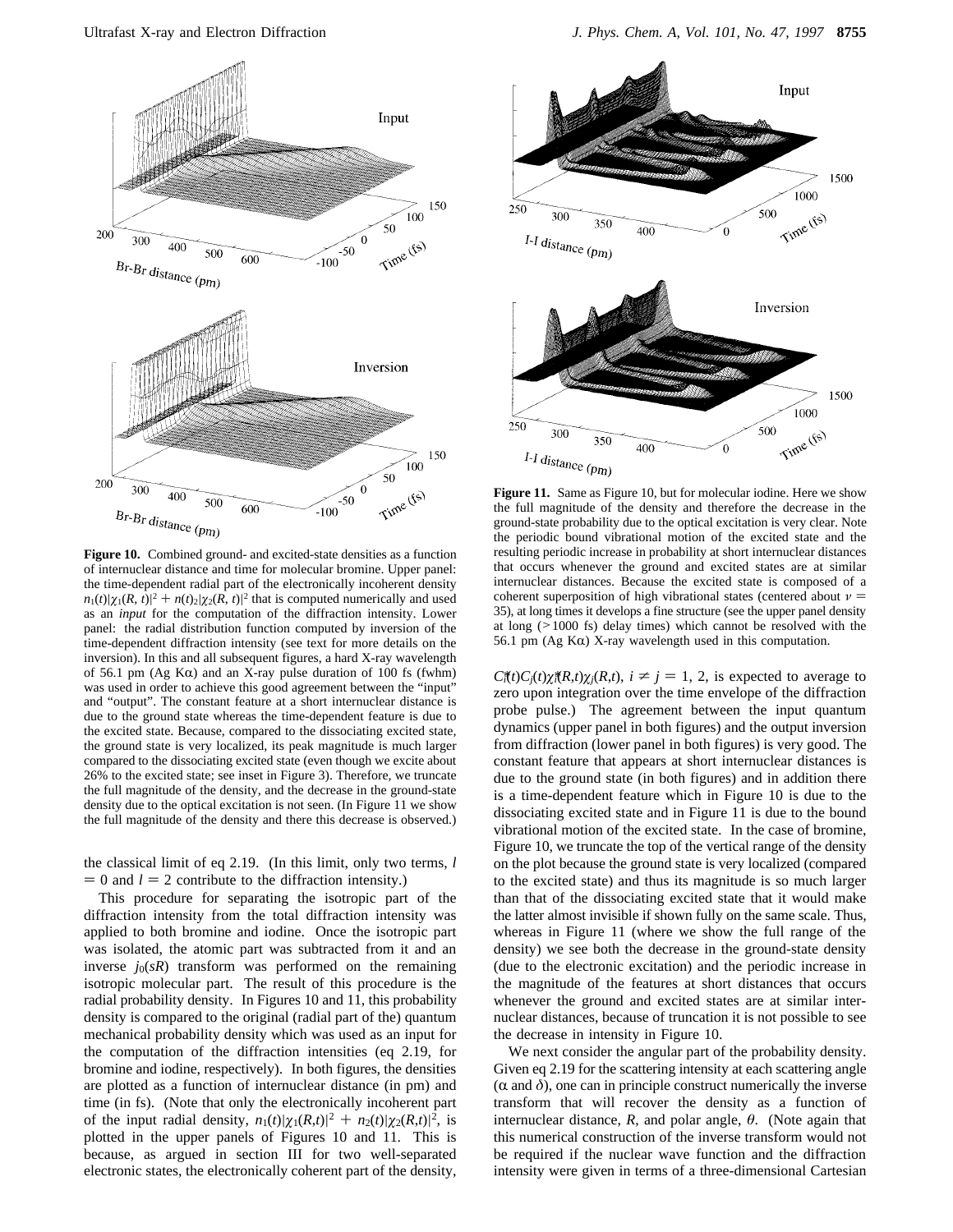**Figure 10.** Combined ground- and excited-state densities as a function of internuclear distance and time for molecular bromine. Upper panel: the time-dependent radial part of the electronically incoherent density $n_1(t)|\chi_1(R, t)|^2 + n(t)_2|\chi_2(R, t)|^2$ that is computed numerically and used as an *input* for the computation of the diffraction intensity. Lower panel: the radial distribution function computed by inversion of the time-dependent diffraction intensity (see text for more details on the inversion). In this and all subsequent figures, a hard X-ray wavelength of 56.1 pm (Ag Kα) and an X-ray pulse duration of 100 fs (fwhm) was used in order to achieve this good agreement between the "input" and "output". The constant feature at a short internuclear distance is due to the ground state whereas the time-dependent feature is due to the excited state. Because, compared to the dissociating excited state, the ground state is very localized, its peak magnitude is much larger compared to the dissociating excited state (even though we excite about 26% to the excited state; see inset in Figure 3). Therefore, we truncate the full magnitude of the density, and the decrease in the ground-state density due to the optical excitation is not seen. (In Figure 11 we show the full magnitude of the density and there this decrease is observed.)

**Figure 11.** Same as Figure 10, but for molecular iodine. Here we show the full magnitude of the density and therefore the decrease in the ground-state probability due to the optical excitation is very clear. Note the periodic bound vibrational motion of the excited state and the resulting periodic increase in probability at short internuclear distances that occurs whenever the ground and excited states are at similar internuclear distances. Because the excited state is composed of a coherent superposition of high vibrational states (centered about $\nu = 35$), at long times it develops a fine structure (see the upper panel density at long (>1000 fs) delay times) which cannot be resolved with the 56.1 pm (Ag Kα) X-ray wavelength used in this computation.

the classical limit of eq 2.19. (In this limit, only two terms, $l = 0$ and $l = 2$ contribute to the diffraction intensity.)

This procedure for separating the isotropic part of the diffraction intensity from the total diffraction intensity was applied to both bromine and iodine. Once the isotropic part was isolated, the atomic part was subtracted from it and an inverse $j_0(sR)$ transform was performed on the remaining isotropic molecular part. The result of this procedure is the radial probability density. In Figures 10 and 11, this probability density is compared to the original (radial part of the) quantum mechanical probability density which was used as an input for the computation of the diffraction intensities (eq 2.19, for bromine and iodine, respectively). In both figures, the densities are plotted as a function of internuclear distance (in pm) and time (in fs). (Note that only the electronically incoherent part of the input radial density, $n_1(t)|\chi_1(R,t)|^2 + n_2(t)|\chi_2(R,t)|^2$, is plotted in the upper panels of Figures 10 and 11. This is because, as argued in section III for two well-separated electronic states, the electronically coherent part of the density, $C_i^*(t)C_j(t)\chi_i^*(R,t)\chi_j(R,t)$, $i \neq j = 1, 2$, is expected to average to zero upon integration over the time envelope of the diffraction probe pulse.) The agreement between the input quantum dynamics (upper panel in both figures) and the output inversion from diffraction (lower panel in both figures) is very good. The constant feature that appears at short internuclear distances is due to the ground state (in both figures) and in addition there is a time-dependent feature which in Figure 10 is due to the dissociating excited state and in Figure 11 is due to the bound vibrational motion of the excited state. In the case of bromine, Figure 10, we truncate the top of the vertical range of the density on the plot because the ground state is very localized (compared to the excited state) and thus its magnitude is so much larger than that of the dissociating excited state that it would make the latter almost invisible if shown fully on the same scale. Thus, whereas in Figure 11 (where we show the full range of the density) we see both the decrease in the ground-state density (due to the electronic excitation) and the periodic increase in the magnitude of the features at short distances that occurs whenever the ground and excited states are at similar internuclear distances, because of truncation it is not possible to see the decrease in intensity in Figure 10.

We next consider the angular part of the probability density. Given eq 2.19 for the scattering intensity at each scattering angle (α and δ), one can in principle construct numerically the inverse transform that will recover the density as a function of internuclear distance, $R$, and polar angle, $\theta$. (Note again that this numerical construction of the inverse transform would not be required if the nuclear wave function and the diffraction intensity were given in terms of a three-dimensional Cartesian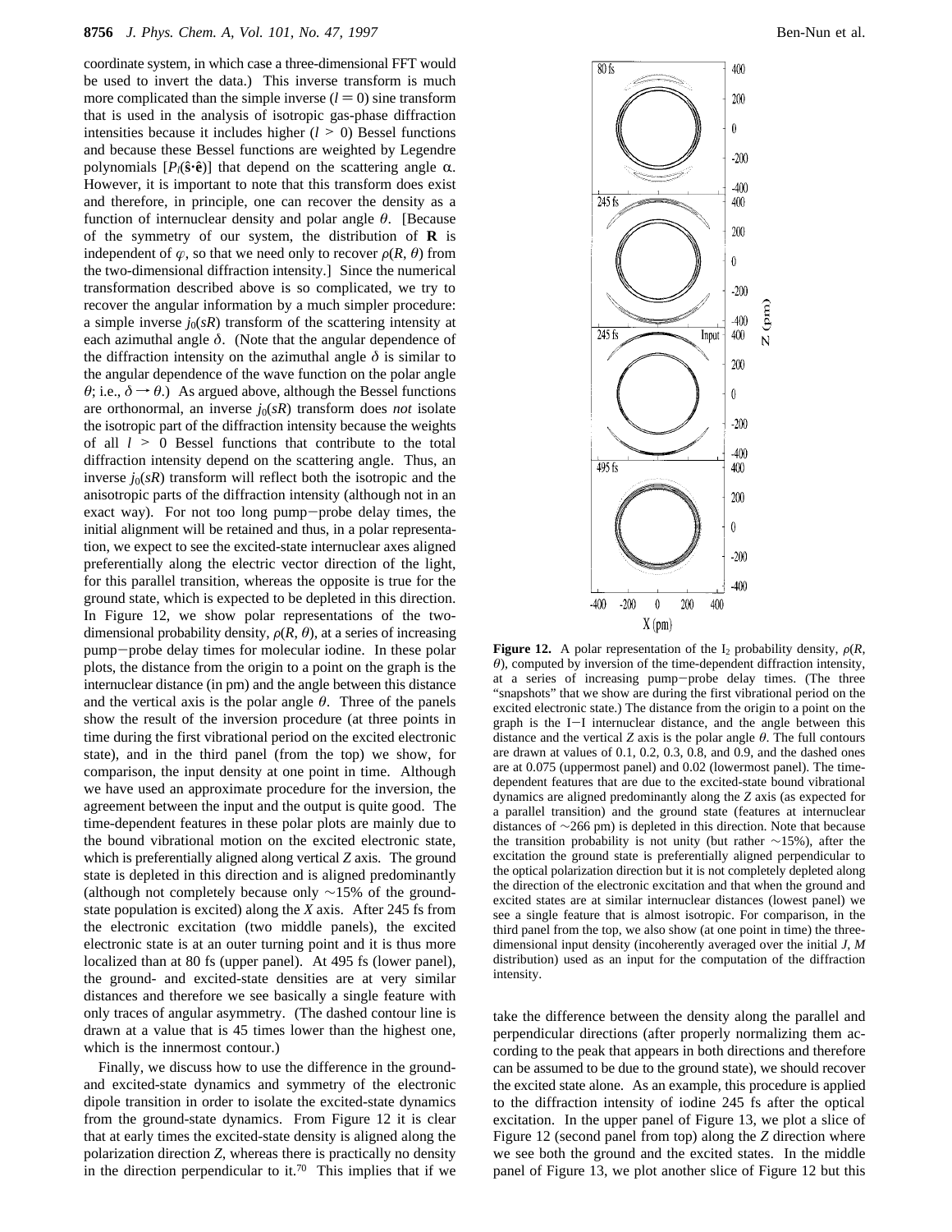coordinate system, in which case a three-dimensional FFT would be used to invert the data.) This inverse transform is much more complicated than the simple inverse ($l = 0$) sine transform that is used in the analysis of isotropic gas-phase diffraction intensities because it includes higher ($l > 0$) Bessel functions and because these Bessel functions are weighted by Legendre polynomials [$P_l(\hat{\mathbf{s}}\cdot\hat{\mathbf{e}})$] that depend on the scattering angle $\alpha$. However, it is important to note that this transform does exist and therefore, in principle, one can recover the density as a function of internuclear density and polar angle $\theta$. [Because of the symmetry of our system, the distribution of $\mathbf{R}$ is independent of $\varphi$, so that we need only to recover $\rho(R, \theta)$ from the two-dimensional diffraction intensity.] Since the numerical transformation described above is so complicated, we try to recover the angular information by a much simpler procedure: a simple inverse $j_0(sR)$ transform of the scattering intensity at each azimuthal angle $\delta$. (Note that the angular dependence of the diffraction intensity on the azimuthal angle $\delta$ is similar to the angular dependence of the wave function on the polar angle $\theta$; i.e., $\delta \rightarrow \theta$.) As argued above, although the Bessel functions are orthonormal, an inverse $j_0(sR)$ transform does *not* isolate the isotropic part of the diffraction intensity because the weights of all $l > 0$ Bessel functions that contribute to the total diffraction intensity depend on the scattering angle. Thus, an inverse $j_0(sR)$ transform will reflect both the isotropic and the anisotropic parts of the diffraction intensity (although not in an exact way). For not too long pump–probe delay times, the initial alignment will be retained and thus, in a polar representation, we expect to see the excited-state internuclear axes aligned preferentially along the electric vector direction of the light, for this parallel transition, whereas the opposite is true for the ground state, which is expected to be depleted in this direction. In Figure 12, we show polar representations of the two-dimensional probability density, $\rho(R, \theta)$, at a series of increasing pump–probe delay times for molecular iodine. In these polar plots, the distance from the origin to a point on the graph is the internuclear distance (in pm) and the angle between this distance and the vertical axis is the polar angle $\theta$. Three of the panels show the result of the inversion procedure (at three points in time during the first vibrational period on the excited electronic state), and in the third panel (from the top) we show, for comparison, the input density at one point in time. Although we have used an approximate procedure for the inversion, the agreement between the input and the output is quite good. The time-dependent features in these polar plots are mainly due to the bound vibrational motion on the excited electronic state, which is preferentially aligned along vertical $Z$ axis. The ground state is depleted in this direction and is aligned predominantly (although not completely because only ~15% of the ground-state population is excited) along the $X$ axis. After 245 fs from the electronic excitation (two middle panels), the excited electronic state is at an outer turning point and it is thus more localized than at 80 fs (upper panel). At 495 fs (lower panel), the ground- and excited-state densities are at very similar distances and therefore we see basically a single feature with only traces of angular asymmetry. (The dashed contour line is drawn at a value that is 45 times lower than the highest one, which is the innermost contour.)

**Figure 12.** A polar representation of the $I_2$ probability density, $\rho(R, \theta)$, computed by inversion of the time-dependent diffraction intensity, at a series of increasing pump–probe delay times. (The three "snapshots" that we show are during the first vibrational period on the excited electronic state.) The distance from the origin to a point on the graph is the I–I internuclear distance, and the angle between this distance and the vertical $Z$ axis is the polar angle $\theta$. The full contours are drawn at values of 0.1, 0.2, 0.3, 0.8, and 0.9, and the dashed ones are at 0.075 (uppermost panel) and 0.02 (lowermost panel). The time-dependent features that are due to the excited-state bound vibrational dynamics are aligned predominantly along the $Z$ axis (as expected for a parallel transition) and the ground state (features at internuclear distances of ~266 pm) is depleted in this direction. Note that because the transition probability is not unity (but rather ~15%), after the excitation the ground state is preferentially aligned perpendicular to the optical polarization direction but it is not completely depleted along the direction of the electronic excitation and that when the ground and excited states are at similar internuclear distances (lowest panel) we see a single feature that is almost isotropic. For comparison, in the third panel from the top, we also show (at one point in time) the three-dimensional input density (incoherently averaged over the initial $J$, $M$ distribution) used as an input for the computation of the diffraction intensity.

Finally, we discuss how to use the difference in the ground- and excited-state dynamics and symmetry of the electronic dipole transition in order to isolate the excited-state dynamics from the ground-state dynamics. From Figure 12 it is clear that at early times the excited-state density is aligned along the polarization direction $Z$, whereas there is practically no density in the direction perpendicular to it.[70] This implies that if we take the difference between the density along the parallel and perpendicular directions (after properly normalizing them according to the peak that appears in both directions and therefore can be assumed to be due to the ground state), we should recover the excited state alone. As an example, this procedure is applied to the diffraction intensity of iodine 245 fs after the optical excitation. In the upper panel of Figure 13, we plot a slice of Figure 12 (second panel from top) along the $Z$ direction where we see both the ground and the excited states. In the middle panel of Figure 13, we plot another slice of Figure 12 but this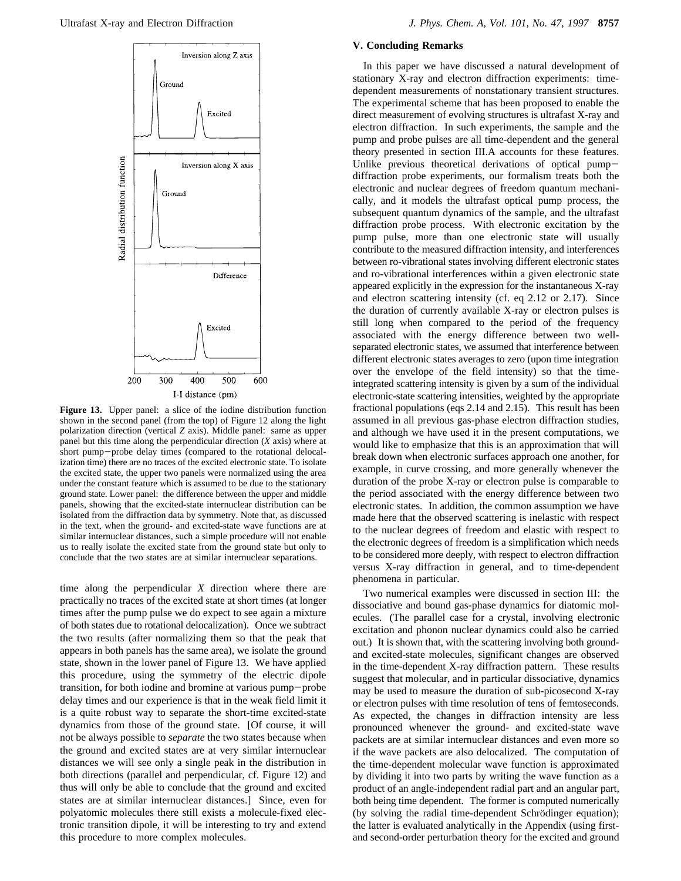**Figure 13.** Upper panel: a slice of the iodine distribution function shown in the second panel (from the top) of Figure 12 along the light polarization direction (vertical $Z$ axis). Middle panel: same as upper panel but this time along the perpendicular direction ($X$ axis) where at short pump–probe delay times (compared to the rotational delocalization time) there are no traces of the excited electronic state. To isolate the excited state, the upper two panels were normalized using the area under the constant feature which is assumed to be due to the stationary ground state. Lower panel: the difference between the upper and middle panels, showing that the excited-state internuclear distribution can be isolated from the diffraction data by symmetry. Note that, as discussed in the text, when the ground- and excited-state wave functions are at similar internuclear distances, such a simple procedure will not enable us to really isolate the excited state from the ground state but only to conclude that the two states are at similar internuclear separations.

time along the perpendicular $X$ direction where there are practically no traces of the excited state at short times (at longer times after the pump pulse we do expect to see again a mixture of both states due to rotational delocalization). Once we subtract the two results (after normalizing them so that the peak that appears in both panels has the same area), we isolate the ground state, shown in the lower panel of Figure 13. We have applied this procedure, using the symmetry of the electric dipole transition, for both iodine and bromine at various pump–probe delay times and our experience is that in the weak field limit it is a quite robust way to separate the short-time excited-state dynamics from those of the ground state. [Of course, it will not be always possible to *separate* the two states because when the ground and excited states are at very similar internuclear distances we will see only a single peak in the distribution in both directions (parallel and perpendicular, cf. Figure 12) and thus will only be able to conclude that the ground and excited states are at similar internuclear distances.] Since, even for polyatomic molecules there still exists a molecule-fixed electronic transition dipole, it will be interesting to try and extend this procedure to more complex molecules.

## V. Concluding Remarks

In this paper we have discussed a natural development of stationary X-ray and electron diffraction experiments: time-dependent measurements of nonstationary transient structures. The experimental scheme that has been proposed to enable the direct measurement of evolving structures is ultrafast X-ray and electron diffraction. In such experiments, the sample and the pump and probe pulses are all time-dependent and the general theory presented in section III.A accounts for these features. Unlike previous theoretical derivations of optical pump–diffraction probe experiments, our formalism treats both the electronic and nuclear degrees of freedom quantum mechanically, and it models the ultrafast optical pump process, the subsequent quantum dynamics of the sample, and the ultrafast diffraction probe process. With electronic excitation by the pump pulse, more than one electronic state will usually contribute to the measured diffraction intensity, and interferences between ro-vibrational states involving different electronic states and ro-vibrational interferences within a given electronic state appeared explicitly in the expression for the instantaneous X-ray and electron scattering intensity (cf. eq 2.12 or 2.17). Since the duration of currently available X-ray or electron pulses is still long when compared to the period of the frequency associated with the energy difference between two well-separated electronic states, we assumed that interference between different electronic states averages to zero (upon time integration over the envelope of the field intensity) so that the time-integrated scattering intensity is given by a sum of the individual electronic-state scattering intensities, weighted by the appropriate fractional populations (eqs 2.14 and 2.15). This result has been assumed in all previous gas-phase electron diffraction studies, and although we have used it in the present computations, we would like to emphasize that this is an approximation that will break down when electronic surfaces approach one another, for example, in curve crossing, and more generally whenever the duration of the probe X-ray or electron pulse is comparable to the period associated with the energy difference between two electronic states. In addition, the common assumption we have made here that the observed scattering is inelastic with respect to the nuclear degrees of freedom and elastic with respect to the electronic degrees of freedom is a simplification which needs to be considered more deeply, with respect to electron diffraction versus X-ray diffraction in general, and to time-dependent phenomena in particular.

Two numerical examples were discussed in section III: the dissociative and bound gas-phase dynamics for diatomic molecules. (The parallel case for a crystal, involving electronic excitation and phonon nuclear dynamics could also be carried out.) It is shown that, with the scattering involving both ground- and excited-state molecules, significant changes are observed in the time-dependent X-ray diffraction pattern. These results suggest that molecular, and in particular dissociative, dynamics may be used to measure the duration of sub-picosecond X-ray or electron pulses with time resolution of tens of femtoseconds. As expected, the changes in diffraction intensity are less pronounced whenever the ground- and excited-state wave packets are at similar internuclear distances and even more so if the wave packets are also delocalized. The computation of the time-dependent molecular wave function is approximated by dividing it into two parts by writing the wave function as a product of an angle-independent radial part and an angular part, both being time dependent. The former is computed numerically (by solving the radial time-dependent Schrödinger equation); the latter is evaluated analytically in the Appendix (using first- and second-order perturbation theory for the excited and ground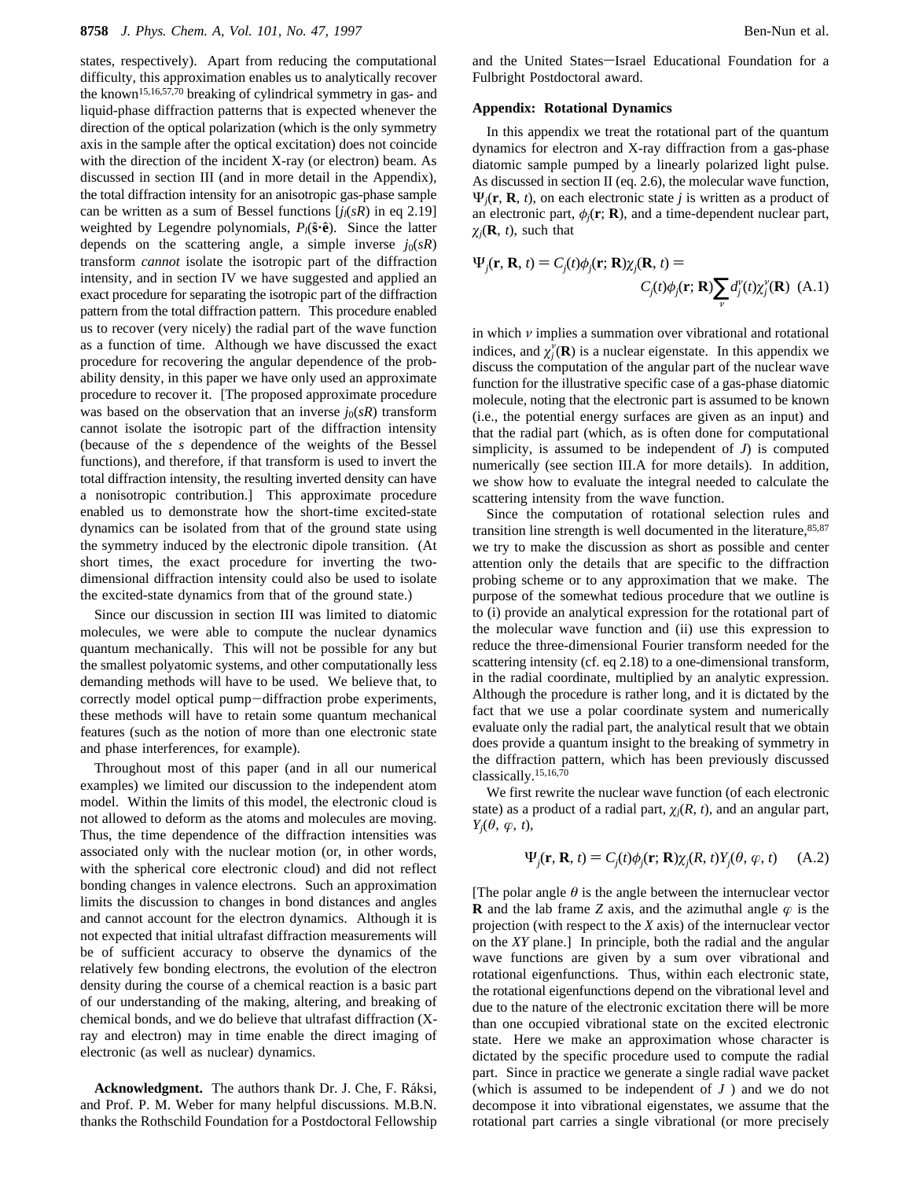states, respectively). Apart from reducing the computational difficulty, this approximation enables us to analytically recover the known[15,16,57,70] breaking of cylindrical symmetry in gas- and liquid-phase diffraction patterns that is expected whenever the direction of the optical polarization (which is the only symmetry axis in the sample after the optical excitation) does not coincide with the direction of the incident X-ray (or electron) beam. As discussed in section III (and in more detail in the Appendix), the total diffraction intensity for an anisotropic gas-phase sample can be written as a sum of Bessel functions [$j_l(sR)$ in eq 2.19] weighted by Legendre polynomials, $P_l(\hat{\mathbf{s}}\cdot\hat{\mathbf{e}})$. Since the latter depends on the scattering angle, a simple inverse $j_0(sR)$ transform *cannot* isolate the isotropic part of the diffraction intensity, and in section IV we have suggested and applied an exact procedure for separating the isotropic part of the diffraction pattern from the total diffraction pattern. This procedure enabled us to recover (very nicely) the radial part of the wave function as a function of time. Although we have discussed the exact procedure for recovering the angular dependence of the probability density, in this paper we have only used an approximate procedure to recover it. [The proposed approximate procedure was based on the observation that an inverse $j_0(sR)$ transform cannot isolate the isotropic part of the diffraction intensity (because of the $s$ dependence of the weights of the Bessel functions), and therefore, if that transform is used to invert the total diffraction intensity, the resulting inverted density can have a nonisotropic contribution.] This approximate procedure enabled us to demonstrate how the short-time excited-state dynamics can be isolated from that of the ground state using the symmetry induced by the electronic dipole transition. (At short times, the exact procedure for inverting the two-dimensional diffraction intensity could also be used to isolate the excited-state dynamics from that of the ground state.)

Since our discussion in section III was limited to diatomic molecules, we were able to compute the nuclear dynamics quantum mechanically. This will not be possible for any but the smallest polyatomic systems, and other computationally less demanding methods will have to be used. We believe that, to correctly model optical pump–diffraction probe experiments, these methods will have to retain some quantum mechanical features (such as the notion of more than one electronic state and phase interferences, for example).

Throughout most of this paper (and in all our numerical examples) we limited our discussion to the independent atom model. Within the limits of this model, the electronic cloud is not allowed to deform as the atoms and molecules are moving. Thus, the time dependence of the diffraction intensities was associated only with the nuclear motion (or, in other words, with the spherical core electronic cloud) and did not reflect bonding changes in valence electrons. Such an approximation limits the discussion to changes in bond distances and angles and cannot account for the electron dynamics. Although it is not expected that initial ultrafast diffraction measurements will be of sufficient accuracy to observe the dynamics of the relatively few bonding electrons, the evolution of the electron density during the course of a chemical reaction is a basic part of our understanding of the making, altering, and breaking of chemical bonds, and we do believe that ultrafast diffraction (X-ray and electron) may in time enable the direct imaging of electronic (as well as nuclear) dynamics.

**Acknowledgment.** The authors thank Dr. J. Che, F. Ráksi, and Prof. P. M. Weber for many helpful discussions. M.B.N. thanks the Rothschild Foundation for a Postdoctoral Fellowship and the United States–Israel Educational Foundation for a Fulbright Postdoctoral award.

## Appendix: Rotational Dynamics

In this appendix we treat the rotational part of the quantum dynamics for electron and X-ray diffraction from a gas-phase diatomic sample pumped by a linearly polarized light pulse. As discussed in section II (eq. 2.6), the molecular wave function, $\Psi_j(\mathbf{r}, \mathbf{R}, t)$, on each electronic state $j$ is written as a product of an electronic part, $\phi_j(\mathbf{r}; \mathbf{R})$, and a time-dependent nuclear part, $\chi_j(\mathbf{R}, t)$, such that

$$\Psi_j(\mathbf{r}, \mathbf{R}, t) = C_j(t)\phi_j(\mathbf{r}; \mathbf{R})\chi_j(\mathbf{R}, t) = C_j(t)\phi_j(\mathbf{r}; \mathbf{R})\sum_{\nu} d_j^{\nu}(t)\chi_j^{\nu}(\mathbf{R}) \quad \text{(A.1)}$$

in which $\nu$ implies a summation over vibrational and rotational indices, and $\chi_j^{\nu}(\mathbf{R})$ is a nuclear eigenstate. In this appendix we discuss the computation of the angular part of the nuclear wave function for the illustrative specific case of a gas-phase diatomic molecule, noting that the electronic part is assumed to be known (i.e., the potential energy surfaces are given as an input) and that the radial part (which, as is often done for computational simplicity, is assumed to be independent of $J$) is computed numerically (see section III.A for more details). In addition, we show how to evaluate the integral needed to calculate the scattering intensity from the wave function.

Since the computation of rotational selection rules and transition line strength is well documented in the literature,[85,87] we try to make the discussion as short as possible and center attention only the details that are specific to the diffraction probing scheme or to any approximation that we make. The purpose of the somewhat tedious procedure that we outline is to (i) provide an analytical expression for the rotational part of the molecular wave function and (ii) use this expression to reduce the three-dimensional Fourier transform needed for the scattering intensity (cf. eq 2.18) to a one-dimensional transform, in the radial coordinate, multiplied by an analytic expression. Although the procedure is rather long, and it is dictated by the fact that we use a polar coordinate system and numerically evaluate only the radial part, the analytical result that we obtain does provide a quantum insight to the breaking of symmetry in the diffraction pattern, which has been previously discussed classically.[15,16,70]

We first rewrite the nuclear wave function (of each electronic state) as a product of a radial part, $\chi_j(R, t)$, and an angular part, $Y_j(\theta, \varphi, t)$,

$$\Psi_j(\mathbf{r}, \mathbf{R}, t) = C_j(t)\phi_j(\mathbf{r}; \mathbf{R})\chi_j(R, t)Y_j(\theta, \varphi, t) \quad \text{(A.2)}$$

[The polar angle $\theta$ is the angle between the internuclear vector $\mathbf{R}$ and the lab frame $Z$ axis, and the azimuthal angle $\varphi$ is the projection (with respect to the $X$ axis) of the internuclear vector on the $XY$ plane.] In principle, both the radial and the angular wave functions are given by a sum over vibrational and rotational eigenfunctions. Thus, within each electronic state, the rotational eigenfunctions depend on the vibrational level and due to the nature of the electronic excitation there will be more than one occupied vibrational state on the excited electronic state. Here we make an approximation whose character is dictated by the specific procedure used to compute the radial part. Since in practice we generate a single radial wave packet (which is assumed to be independent of $J$ ) and we do not decompose it into vibrational eigenstates, we assume that the rotational part carries a single vibrational (or more precisely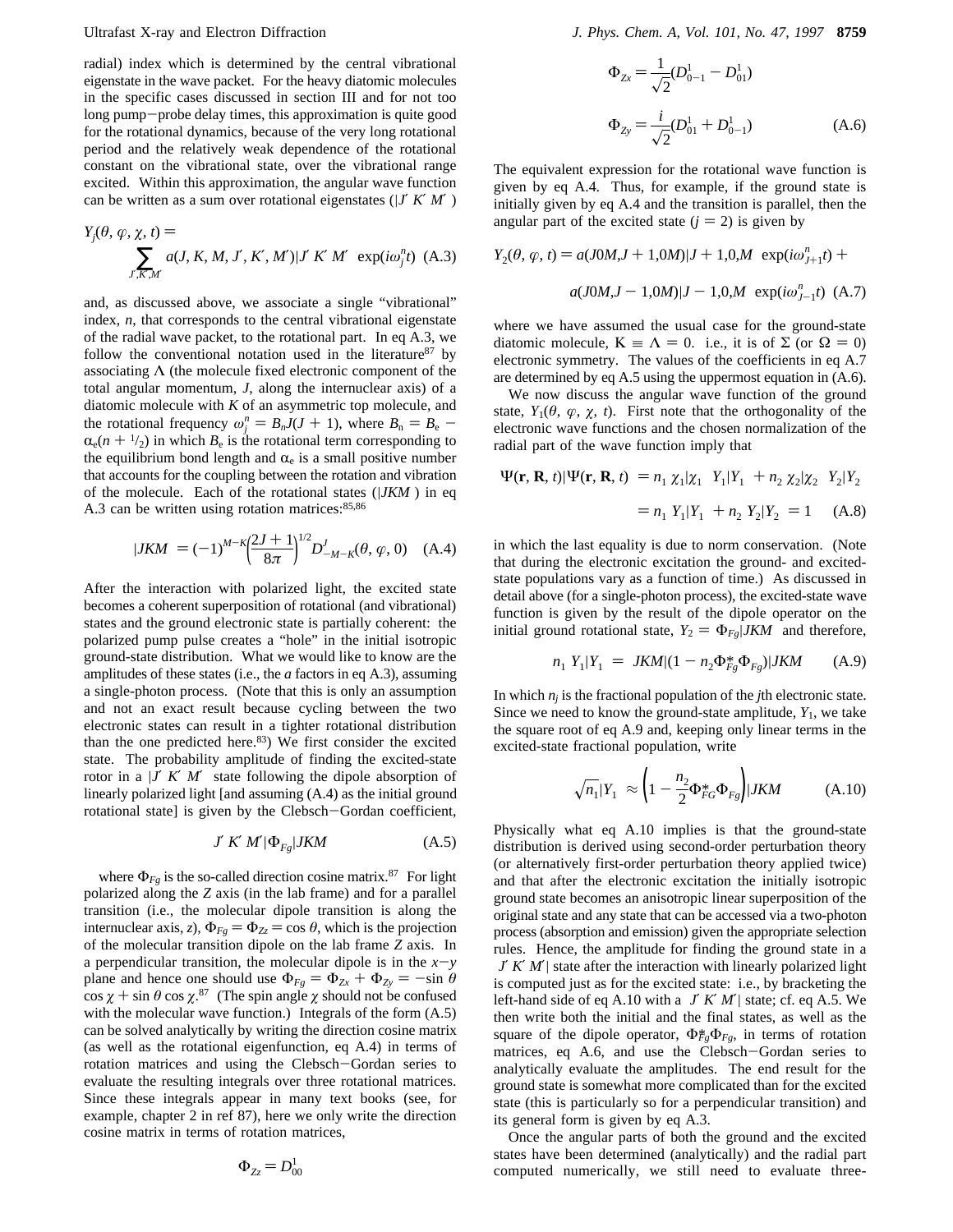radial) index which is determined by the central vibrational eigenstate in the wave packet. For the heavy diatomic molecules in the specific cases discussed in section III and for not too long pump–probe delay times, this approximation is quite good for the rotational dynamics, because of the very long rotational period and the relatively weak dependence of the rotational constant on the vibrational state, over the vibrational range excited. Within this approximation, the angular wave function can be written as a sum over rotational eigenstates ($|J' K' M'\rangle$)

$$Y_j(\theta, \varphi, \chi, t) = \sum_{J',K',M'} a(J, K, M, J', K', M')|J' K' M'\rangle \exp(i\omega_j^n t) \quad \text{(A.3)}$$

and, as discussed above, we associate a single "vibrational" index, $n$, that corresponds to the central vibrational eigenstate of the radial wave packet, to the rotational part. In eq A.3, we follow the conventional notation used in the literature[87] by associating $\Lambda$ (the molecule fixed electronic component of the total angular momentum, $J$, along the internuclear axis) of a diatomic molecule with $K$ of an asymmetric top molecule, and the rotational frequency $\omega_j^n = B_n J(J + 1)$, where $B_n = B_e - \alpha_e(n + {}^1/_2)$ in which $B_e$ is the rotational term corresponding to the equilibrium bond length and $\alpha_e$ is a small positive number that accounts for the coupling between the rotation and vibration of the molecule. Each of the rotational states ($|JKM\rangle$) in eq A.3 can be written using rotation matrices:[85,86]

$$|JKM\rangle = (-1)^{M-K}\left(\frac{2J+1}{8\pi}\right)^{1/2} D^J_{-M-K}(\theta, \varphi, 0) \quad \text{(A.4)}$$

After the interaction with polarized light, the excited state becomes a coherent superposition of rotational (and vibrational) states and the ground electronic state is partially coherent: the polarized pump pulse creates a "hole" in the initial isotropic ground-state distribution. What we would like to know are the amplitudes of these states (i.e., the $a$ factors in eq A.3), assuming a single-photon process. (Note that this is only an assumption and not an exact result because cycling between the two electronic states can result in a tighter rotational distribution than the one predicted here.[83]) We first consider the excited state. The probability amplitude of finding the excited-state rotor in a $|J' K' M'\rangle$ state following the dipole absorption of linearly polarized light [and assuming (A.4) as the initial ground rotational state] is given by the Clebsch–Gordan coefficient,

$$\langle J' K' M'|\Phi_{Fg}|JKM\rangle \quad \text{(A.5)}$$

where $\Phi_{Fg}$ is the so-called direction cosine matrix.[87] For light polarized along the $Z$ axis (in the lab frame) and for a parallel transition (i.e., the molecular dipole transition is along the internuclear axis, $z$), $\Phi_{Fg} = \Phi_{Zz} = \cos\theta$, which is the projection of the molecular transition dipole on the lab frame $Z$ axis. In a perpendicular transition, the molecular dipole is in the $x$–$y$ plane and hence one should use $\Phi_{Fg} = \Phi_{Zx} + \Phi_{Zy} = -\sin\theta \cos\chi + \sin\theta\cos\chi$.[87] (The spin angle $\chi$ should not be confused with the molecular wave function.) Integrals of the form (A.5) can be solved analytically by writing the direction cosine matrix (as well as the rotational eigenfunction, eq A.4) in terms of rotation matrices and using the Clebsch–Gordan series to evaluate the resulting integrals over three rotational matrices. Since these integrals appear in many text books (see, for example, chapter 2 in ref 87), here we only write the direction cosine matrix in terms of rotation matrices,

$$\Phi_{Zz} = D^1_{00}$$

$$\Phi_{Zx} = \frac{1}{\sqrt{2}}(D^1_{0-1} - D^1_{01})$$

$$\Phi_{Zy} = \frac{i}{\sqrt{2}}(D^1_{01} + D^1_{0-1}) \quad \text{(A.6)}$$

The equivalent expression for the rotational wave function is given by eq A.4. Thus, for example, if the ground state is initially given by eq A.4 and the transition is parallel, then the angular part of the excited state ($j = 2$) is given by

$$Y_2(\theta, \varphi, t) = a(J0M,J + 1,0M)|J + 1,0,M\rangle \exp(i\omega^n_{J+1}t) + a(J0M,J - 1,0M)|J - 1,0,M\rangle \exp(i\omega^n_{J-1}t) \quad \text{(A.7)}$$

where we have assumed the usual case for the ground-state diatomic molecule, $K \equiv \Lambda = 0$. i.e., it is of $\Sigma$ (or $\Omega = 0$) electronic symmetry. The values of the coefficients in eq A.7 are determined by eq A.5 using the uppermost equation in (A.6).

We now discuss the angular wave function of the ground state, $Y_1(\theta, \varphi, \chi, t)$. First note that the orthogonality of the electronic wave functions and the chosen normalization of the radial part of the wave function imply that

$$\langle\Psi(\mathbf{r}, \mathbf{R}, t)|\Psi(\mathbf{r}, \mathbf{R}, t)\rangle = n_1\langle\chi_1|\chi_1\rangle\langle Y_1|Y_1\rangle + n_2\langle\chi_2|\chi_2\rangle\langle Y_2|Y_2\rangle$$
$$= n_1\langle Y_1|Y_1\rangle + n_2\langle Y_2|Y_2\rangle = 1 \quad \text{(A.8)}$$

in which the last equality is due to norm conservation. (Note that during the electronic excitation the ground- and excited-state populations vary as a function of time.) As discussed in detail above (for a single-photon process), the excited-state wave function is given by the result of the dipole operator on the initial ground rotational state, $Y_2 = \Phi_{Fg}|JKM\rangle$ and therefore,

$$n_1\langle Y_1|Y_1\rangle = \langle JKM|(1 - n_2\Phi^*_{Fg}\Phi_{Fg})|JKM\rangle \quad \text{(A.9)}$$

In which $n_j$ is the fractional population of the $j$th electronic state. Since we need to know the ground-state amplitude, $Y_1$, we take the square root of eq A.9 and, keeping only linear terms in the excited-state fractional population, write

$$\sqrt{n_1}|Y_1\rangle \approx \left(1 - \frac{n_2}{2}\Phi^*_{FG}\Phi_{Fg}\right)|JKM\rangle \quad \text{(A.10)}$$

Physically what eq A.10 implies is that the ground-state distribution is derived using second-order perturbation theory (or alternatively first-order perturbation theory applied twice) and that after the electronic excitation the initially isotropic ground state becomes an anisotropic linear superposition of the original state and any state that can be accessed via a two-photon process (absorption and emission) given the appropriate selection rules. Hence, the amplitude for finding the ground state in a $\langle J' K' M'|$ state after the interaction with linearly polarized light is computed just as for the excited state: i.e., by bracketing the left-hand side of eq A.10 with a $\langle J' K' M'|$ state; cf. eq A.5. We then write both the initial and the final states, as well as the square of the dipole operator, $\Phi^*_{Fg}\Phi_{Fg}$, in terms of rotation matrices, eq A.6, and use the Clebsch–Gordan series to analytically evaluate the amplitudes. The end result for the ground state is somewhat more complicated than for the excited state (this is particularly so for a perpendicular transition) and its general form is given by eq A.3.

Once the angular parts of both the ground and the excited states have been determined (analytically) and the radial part computed numerically, we still need to evaluate three-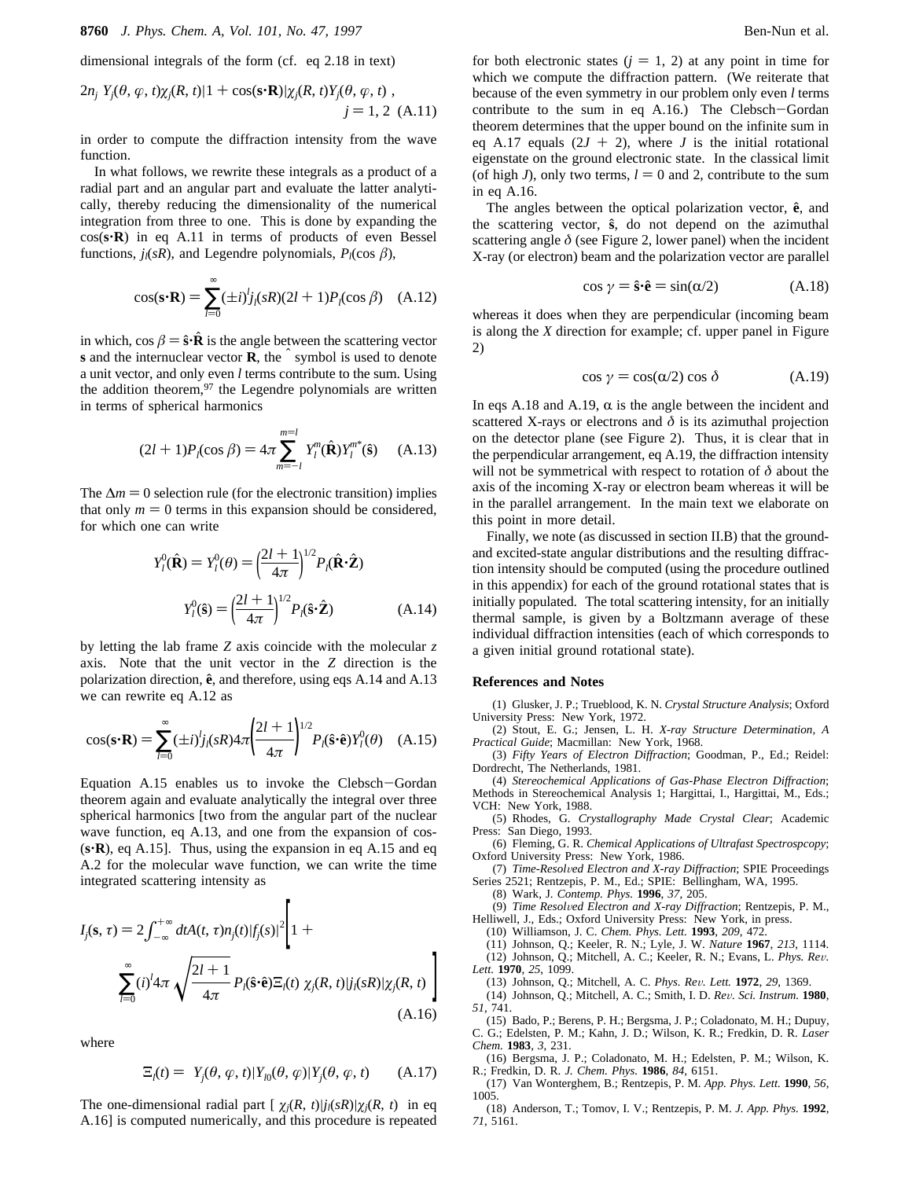dimensional integrals of the form (cf. eq 2.18 in text)

$$2n_j\ Y_j(\theta, \varphi, t)\chi_j(R, t)|1 + \cos(\mathbf{s}\cdot\mathbf{R})|\chi_j(R, t)Y_j(\theta, \varphi, t)\ , \quad j = 1, 2 \quad \text{(A.11)}$$

in order to compute the diffraction intensity from the wave function.

In what follows, we rewrite these integrals as a product of a radial part and an angular part and evaluate the latter analytically, thereby reducing the dimensionality of the numerical integration from three to one. This is done by expanding the $\cos(\mathbf{s}\cdot\mathbf{R})$ in eq A.11 in terms of products of even Bessel functions, $j_l(sR)$, and Legendre polynomials, $P_l(\cos\beta)$,

$$\cos(\mathbf{s}\cdot\mathbf{R}) = \sum_{l=0}^{\infty}(\pm i)^l j_l(sR)(2l+1)P_l(\cos\beta) \quad \text{(A.12)}$$

in which, $\cos\beta = \hat{\mathbf{s}}\cdot\hat{\mathbf{R}}$ is the angle between the scattering vector $\mathbf{s}$ and the internuclear vector $\mathbf{R}$, the ˆ symbol is used to denote a unit vector, and only even $l$ terms contribute to the sum. Using the addition theorem,[97] the Legendre polynomials are written in terms of spherical harmonics

$$(2l+1)P_l(\cos\beta) = 4\pi\sum_{m=-l}^{m=l} Y_l^m(\hat{\mathbf{R}})Y_l^{m^*}(\hat{\mathbf{s}}) \quad \text{(A.13)}$$

The $\Delta m = 0$ selection rule (for the electronic transition) implies that only $m = 0$ terms in this expansion should be considered, for which one can write

$$Y_l^0(\hat{\mathbf{R}}) = Y_l^0(\theta) = \left(\frac{2l+1}{4\pi}\right)^{1/2}P_l(\hat{\mathbf{R}}\cdot\hat{\mathbf{Z}})$$

$$Y_l^0(\hat{\mathbf{s}}) = \left(\frac{2l+1}{4\pi}\right)^{1/2}P_l(\hat{\mathbf{s}}\cdot\hat{\mathbf{Z}}) \quad \text{(A.14)}$$

by letting the lab frame $Z$ axis coincide with the molecular $z$ axis. Note that the unit vector in the $Z$ direction is the polarization direction, $\hat{\mathbf{e}}$, and therefore, using eqs A.14 and A.13 we can rewrite eq A.12 as

$$\cos(\mathbf{s}\cdot\mathbf{R}) = \sum_{l=0}^{\infty}(\pm i)^l j_l(sR)4\pi\left(\frac{2l+1}{4\pi}\right)^{1/2}P_l(\hat{\mathbf{s}}\cdot\hat{\mathbf{e}})Y_l^0(\theta) \quad \text{(A.15)}$$

Equation A.15 enables us to invoke the Clebsch–Gordan theorem again and evaluate analytically the integral over three spherical harmonics [two from the angular part of the nuclear wave function, eq A.13, and one from the expansion of $\cos(\mathbf{s}\cdot\mathbf{R})$, eq A.15]. Thus, using the expansion in eq A.15 and eq A.2 for the molecular wave function, we can write the time integrated scattering intensity as

$$I_j(\mathbf{s}, \tau) = 2\int_{-\infty}^{+\infty} dt A(t, \tau)n_j(t)|f_j(s)|^2\left[1 + \sum_{l=0}^{\infty}(i)^l 4\pi\sqrt{\frac{2l+1}{4\pi}}P_l(\hat{\mathbf{s}}\cdot\hat{\mathbf{e}})\Xi_l(t)\ \chi_j(R, t)|j_l(sR)|\chi_j(R, t)\right] \quad \text{(A.16)}$$

where

$$\Xi_l(t) = \ Y_j(\theta, \varphi, t)|Y_{l0}(\theta, \varphi)|Y_j(\theta, \varphi, t) \quad \text{(A.17)}$$

The one-dimensional radial part [ $\chi_j(R, t)|j_l(sR)|\chi_j(R, t)$ in eq A.16] is computed numerically, and this procedure is repeated for both electronic states ($j = 1, 2$) at any point in time for which we compute the diffraction pattern. (We reiterate that because of the even symmetry in our problem only even $l$ terms contribute to the sum in eq A.16.) The Clebsch–Gordan theorem determines that the upper bound on the infinite sum in eq A.17 equals $(2J + 2)$, where $J$ is the initial rotational eigenstate on the ground electronic state. In the classical limit (of high $J$), only two terms, $l = 0$ and 2, contribute to the sum in eq A.16.

The angles between the optical polarization vector, $\hat{\mathbf{e}}$, and the scattering vector, $\hat{\mathbf{s}}$, do not depend on the azimuthal scattering angle $\delta$ (see Figure 2, lower panel) when the incident X-ray (or electron) beam and the polarization vector are parallel

$$\cos\gamma = \hat{\mathbf{s}}\cdot\hat{\mathbf{e}} = \sin(\alpha/2) \quad \text{(A.18)}$$

whereas it does when they are perpendicular (incoming beam is along the $X$ direction for example; cf. upper panel in Figure 2)

$$\cos\gamma = \cos(\alpha/2)\cos\delta \quad \text{(A.19)}$$

In eqs A.18 and A.19, $\alpha$ is the angle between the incident and scattered X-rays or electrons and $\delta$ is its azimuthal projection on the detector plane (see Figure 2). Thus, it is clear that in the perpendicular arrangement, eq A.19, the diffraction intensity will not be symmetrical with respect to rotation of $\delta$ about the axis of the incoming X-ray or electron beam whereas it will be in the parallel arrangement. In the main text we elaborate on this point in more detail.

Finally, we note (as discussed in section II.B) that the ground- and excited-state angular distributions and the resulting diffraction intensity should be computed (using the procedure outlined in this appendix) for each of the ground rotational states that is initially populated. The total scattering intensity, for an initially thermal sample, is given by a Boltzmann average of these individual diffraction intensities (each of which corresponds to a given initial ground rotational state).

## References and Notes

(1) Glusker, J. P.; Trueblood, K. N. *Crystal Structure Analysis*; Oxford University Press: New York, 1972.

(2) Stout, E. G.; Jensen, L. H. *X-ray Structure Determination, A Practical Guide*; Macmillan: New York, 1968.

(3) *Fifty Years of Electron Diffraction*; Goodman, P., Ed.; Reidel: Dordrecht, The Netherlands, 1981.

(4) *Stereochemical Applications of Gas-Phase Electron Diffraction*; Methods in Stereochemical Analysis 1; Hargittai, I., Hargittai, M., Eds.; VCH: New York, 1988.

(5) Rhodes, G. *Crystallography Made Crystal Clear*; Academic Press: San Diego, 1993.

(6) Fleming, G. R. *Chemical Applications of Ultrafast Spectrospcopy*; Oxford University Press: New York, 1986.

(7) *Time-Resolved Electron and X-ray Diffraction*; SPIE Proceedings Series 2521; Rentzepis, P. M., Ed.; SPIE: Bellingham, WA, 1995.

(8) Wark, J. *Contemp. Phys.* **1996**, *37*, 205.

(9) *Time Resolved Electron and X-ray Diffraction*; Rentzepis, P. M., Helliwell, J., Eds.; Oxford University Press: New York, in press.

(10) Williamson, J. C. *Chem. Phys. Lett.* **1993**, *209*, 472.

(11) Johnson, Q.; Keeler, R. N.; Lyle, J. W. *Nature* **1967**, *213*, 1114.

(12) Johnson, Q.; Mitchell, A. C.; Keeler, R. N.; Evans, L. *Phys. Rev. Lett.* **1970**, *25*, 1099.

(13) Johnson, Q.; Mitchell, A. C. *Phys. Rev. Lett.* **1972**, *29*, 1369.

(14) Johnson, Q.; Mitchell, A. C.; Smith, I. D. *Rev. Sci. Instrum.* **1980**, *51*, 741.

(15) Bado, P.; Berens, P. H.; Bergsma, J. P.; Coladonato, M. H.; Dupuy, C. G.; Edelsten, P. M.; Kahn, J. D.; Wilson, K. R.; Fredkin, D. R. *Laser Chem.* **1983**, *3*, 231.

(16) Bergsma, J. P.; Coladonato, M. H.; Edelsten, P. M.; Wilson, K. R.; Fredkin, D. R. *J. Chem. Phys.* **1986**, *84*, 6151.

(17) Van Wonterghem, B.; Rentzepis, P. M. *App. Phys. Lett.* **1990**, *56*, 1005.

(18) Anderson, T.; Tomov, I. V.; Rentzepis, P. M. *J. App. Phys.* **1992**, *71*, 5161.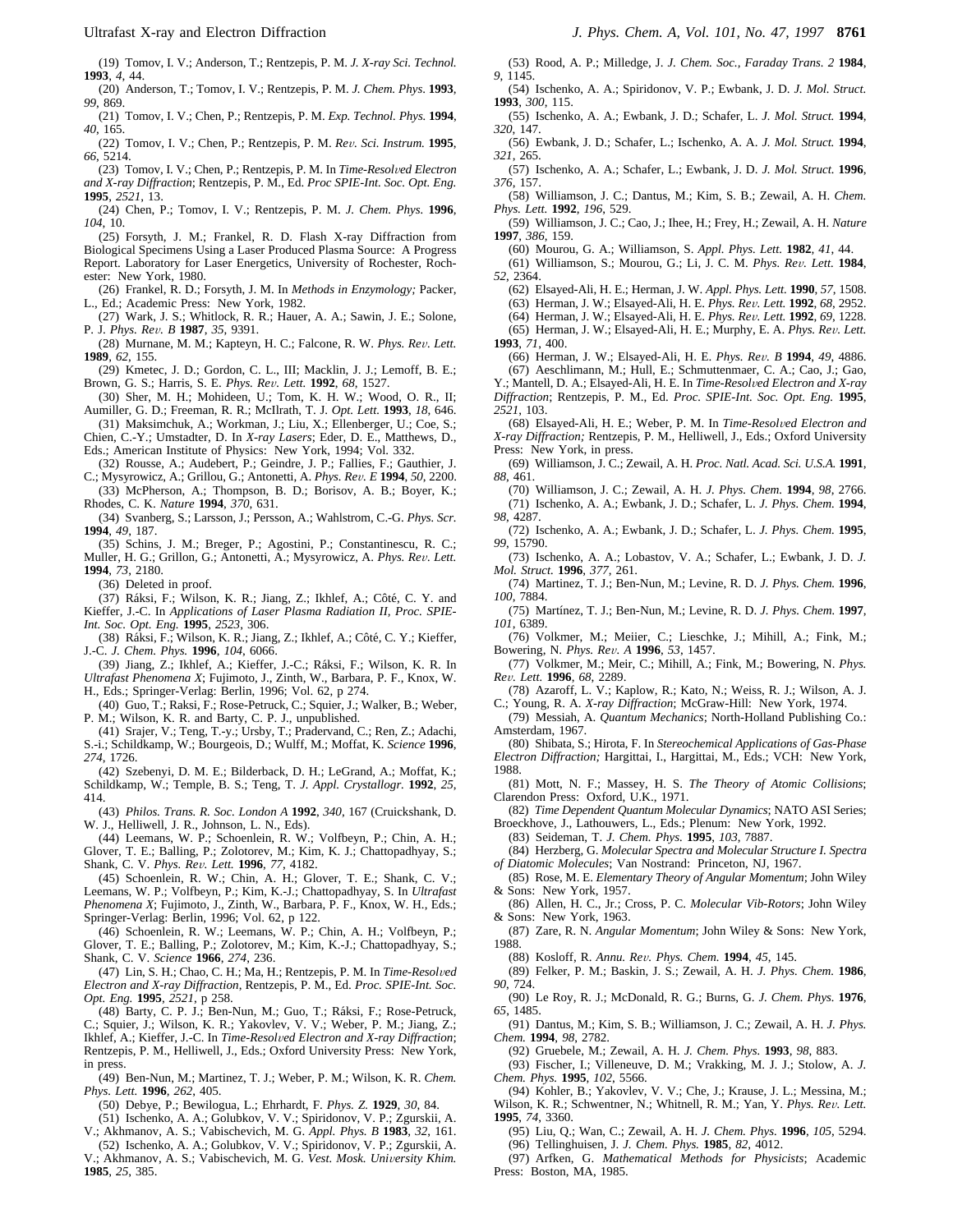(19) Tomov, I. V.; Anderson, T.; Rentzepis, P. M. *J. X-ray Sci. Technol.* **1993**, *4*, 44.

(20) Anderson, T.; Tomov, I. V.; Rentzepis, P. M. *J. Chem. Phys.* **1993**, *99*, 869.

(21) Tomov, I. V.; Chen, P.; Rentzepis, P. M. *Exp. Technol. Phys.* **1994**, *40*, 165.

(22) Tomov, I. V.; Chen, P.; Rentzepis, P. M. *Rev. Sci. Instrum.* **1995**, *66*, 5214.

(23) Tomov, I. V.; Chen, P.; Rentzepis, P. M. In *Time-Resolved Electron and X-ray Diffraction*; Rentzepis, P. M., Ed. *Proc SPIE-Int. Soc. Opt. Eng.* **1995**, *2521*, 13.

(24) Chen, P.; Tomov, I. V.; Rentzepis, P. M. *J. Chem. Phys.* **1996**, *104*, 10.

(25) Forsyth, J. M.; Frankel, R. D. Flash X-ray Diffraction from Biological Specimens Using a Laser Produced Plasma Source: A Progress Report. Laboratory for Laser Energetics, University of Rochester, Rochester: New York, 1980.

(26) Frankel, R. D.; Forsyth, J. M. In *Methods in Enzymology;* Packer, L., Ed.; Academic Press: New York, 1982.

(27) Wark, J. S.; Whitlock, R. R.; Hauer, A. A.; Sawin, J. E.; Solone, P. J. *Phys. Rev. B* **1987**, *35*, 9391.

(28) Murnane, M. M.; Kapteyn, H. C.; Falcone, R. W. *Phys. Rev. Lett.* **1989**, *62*, 155.

(29) Kmetec, J. D.; Gordon, C. L., III; Macklin, J. J.; Lemoff, B. E.; Brown, G. S.; Harris, S. E. *Phys. Rev. Lett.* **1992**, *68*, 1527.

(30) Sher, M. H.; Mohideen, U.; Tom, K. H. W.; Wood, O. R., II; Aumiller, G. D.; Freeman, R. R.; McIlrath, T. J. *Opt. Lett.* **1993**, *18*, 646.

(31) Maksimchuk, A.; Workman, J.; Liu, X.; Ellenberger, U.; Coe, S.; Chien, C.-Y.; Umstadter, D. In *X-ray Lasers*; Eder, D. E., Matthews, D., Eds.; American Institute of Physics: New York, 1994; Vol. 332.

(32) Rousse, A.; Audebert, P.; Geindre, J. P.; Fallies, F.; Gauthier, J. C.; Mysyrowicz, A.; Grillou, G.; Antonetti, A. *Phys. Rev. E* **1994**, *50*, 2200.

(33) McPherson, A.; Thompson, B. D.; Borisov, A. B.; Boyer, K.; Rhodes, C. K. *Nature* **1994**, *370*, 631.

(34) Svanberg, S.; Larsson, J.; Persson, A.; Wahlstrom, C.-G. *Phys. Scr.* **1994**, *49*, 187.

(35) Schins, J. M.; Breger, P.; Agostini, P.; Constantinescu, R. C.; Muller, H. G.; Grillon, G.; Antonetti, A.; Mysyrowicz, A. *Phys. Rev. Lett.* **1994**, *73*, 2180.

(36) Deleted in proof.

(37) Ráksi, F.; Wilson, K. R.; Jiang, Z.; Ikhlef, A.; Côté, C. Y. and Kieffer, J.-C. In *Applications of Laser Plasma Radiation II, Proc. SPIE-Int. Soc. Opt. Eng.* **1995**, *2523*, 306.

(38) Ráksi, F.; Wilson, K. R.; Jiang, Z.; Ikhlef, A.; Côté, C. Y.; Kieffer, J.-C. *J. Chem. Phys.* **1996**, *104*, 6066.

(39) Jiang, Z.; Ikhlef, A.; Kieffer, J.-C.; Ráksi, F.; Wilson, K. R. In *Ultrafast Phenomena X*; Fujimoto, J., Zinth, W., Barbara, P. F., Knox, W. H., Eds.; Springer-Verlag: Berlin, 1996; Vol. 62, p 274.

(40) Guo, T.; Raksi, F.; Rose-Petruck, C.; Squier, J.; Walker, B.; Weber, P. M.; Wilson, K. R. and Barty, C. P. J., unpublished.

(41) Srajer, V.; Teng, T.-y.; Ursby, T.; Pradervand, C.; Ren, Z.; Adachi, S.-i.; Schildkamp, W.; Bourgeois, D.; Wulff, M.; Moffat, K. *Science* **1996**, *274*, 1726.

(42) Szebenyi, D. M. E.; Bilderback, D. H.; LeGrand, A.; Moffat, K.; Schildkamp, W.; Temple, B. S.; Teng, T. *J. Appl. Crystallogr.* **1992**, *25*, 414.

(43) *Philos. Trans. R. Soc. London A* **1992**, *340*, 167 (Cruickshank, D. W. J., Helliwell, J. R., Johnson, L. N., Eds).

(44) Leemans, W. P.; Schoenlein, R. W.; Volfbeyn, P.; Chin, A. H.; Glover, T. E.; Balling, P.; Zolotorev, M.; Kim, K. J.; Chattopadhyay, S.; Shank, C. V. *Phys. Rev. Lett.* **1996**, *77*, 4182.

(45) Schoenlein, R. W.; Chin, A. H.; Glover, T. E.; Shank, C. V.; Leemans, W. P.; Volfbeyn, P.; Kim, K.-J.; Chattopadhyay, S. In *Ultrafast Phenomena X*; Fujimoto, J., Zinth, W., Barbara, P. F., Knox, W. H., Eds.; Springer-Verlag: Berlin, 1996; Vol. 62, p 122.

(46) Schoenlein, R. W.; Leemans, W. P.; Chin, A. H.; Volfbeyn, P.; Glover, T. E.; Balling, P.; Zolotorev, M.; Kim, K.-J.; Chattopadhyay, S.; Shank, C. V. *Science* **1966**, *274*, 236.

(47) Lin, S. H.; Chao, C. H.; Ma, H.; Rentzepis, P. M. In *Time-Resolved Electron and X-ray Diffraction*, Rentzepis, P. M., Ed. *Proc. SPIE-Int. Soc. Opt. Eng.* **1995**, *2521*, p 258.

(48) Barty, C. P. J.; Ben-Nun, M.; Guo, T.; Ráksi, F.; Rose-Petruck, C.; Squier, J.; Wilson, K. R.; Yakovlev, V. V.; Weber, P. M.; Jiang, Z.; Ikhlef, A.; Kieffer, J.-C. In *Time-Resolved Electron and X-ray Diffraction*; Rentzepis, P. M., Helliwell, J., Eds.; Oxford University Press: New York, in press.

(49) Ben-Nun, M.; Martinez, T. J.; Weber, P. M.; Wilson, K. R. *Chem. Phys. Lett.* **1996**, *262*, 405.

(50) Debye, P.; Bewilogua, L.; Ehrhardt, F. *Phys. Z.* **1929**, *30*, 84.

(51) Ischenko, A. A.; Golubkov, V. V.; Spiridonov, V. P.; Zgurskii, A. V.; Akhmanov, A. S.; Vabischevich, M. G. *Appl. Phys. B* **1983**, *32*, 161.

(52) Ischenko, A. A.; Golubkov, V. V.; Spiridonov, V. P.; Zgurskii, A. V.; Akhmanov, A. S.; Vabischevich, M. G. *Vest. Mosk. University Khim.* **1985**, *25*, 385.

(53) Rood, A. P.; Milledge, J. *J. Chem. Soc., Faraday Trans. 2* **1984**, *9*, 1145.

(54) Ischenko, A. A.; Spiridonov, V. P.; Ewbank, J. D. *J. Mol. Struct.* **1993**, *300*, 115.

(55) Ischenko, A. A.; Ewbank, J. D.; Schafer, L. *J. Mol. Struct.* **1994**, *320*, 147.

(56) Ewbank, J. D.; Schafer, L.; Ischenko, A. A. *J. Mol. Struct.* **1994**, *321*, 265.

(57) Ischenko, A. A.; Schafer, L.; Ewbank, J. D. *J. Mol. Struct.* **1996**, *376*, 157.

(58) Williamson, J. C.; Dantus, M.; Kim, S. B.; Zewail, A. H. *Chem. Phys. Lett.* **1992**, *196*, 529.

(59) Williamson, J. C.; Cao, J.; Ihee, H.; Frey, H.; Zewail, A. H. *Nature* **1997**, *386*, 159.

(60) Mourou, G. A.; Williamson, S. *Appl. Phys. Lett.* **1982**, *41*, 44.

(61) Williamson, S.; Mourou, G.; Li, J. C. M. *Phys. Rev. Lett.* **1984**, *52*, 2364.

(62) Elsayed-Ali, H. E.; Herman, J. W. *Appl. Phys. Lett.* **1990**, *57*, 1508.

(63) Herman, J. W.; Elsayed-Ali, H. E. *Phys. Rev. Lett.* **1992**, *68*, 2952.

(64) Herman, J. W.; Elsayed-Ali, H. E. *Phys. Rev. Lett.* **1992**, *69*, 1228.

(65) Herman, J. W.; Elsayed-Ali, H. E.; Murphy, E. A. *Phys. Rev. Lett.* **1993**, *71*, 400.

(66) Herman, J. W.; Elsayed-Ali, H. E. *Phys. Rev. B* **1994**, *49*, 4886.

(67) Aeschlimann, M.; Hull, E.; Schmuttenmaer, C. A.; Cao, J.; Gao, Y.; Mantell, D. A.; Elsayed-Ali, H. E. In *Time-Resolved Electron and X-ray Diffraction*; Rentzepis, P. M., Ed. *Proc. SPIE-Int. Soc. Opt. Eng.* **1995**, *2521*, 103.

(68) Elsayed-Ali, H. E.; Weber, P. M. In *Time-Resolved Electron and X-ray Diffraction;* Rentzepis, P. M., Helliwell, J., Eds.; Oxford University Press: New York, in press.

(69) Williamson, J. C.; Zewail, A. H. *Proc. Natl. Acad. Sci. U.S.A.* **1991**, *88*, 461.

(70) Williamson, J. C.; Zewail, A. H. *J. Phys. Chem.* **1994**, *98*, 2766.

(71) Ischenko, A. A.; Ewbank, J. D.; Schafer, L. *J. Phys. Chem.* **1994**, *98*, 4287.

(72) Ischenko, A. A.; Ewbank, J. D.; Schafer, L. *J. Phys. Chem.* **1995**, *99*, 15790.

(73) Ischenko, A. A.; Lobastov, V. A.; Schafer, L.; Ewbank, J. D. *J. Mol. Struct.* **1996**, *377*, 261.

(74) Martinez, T. J.; Ben-Nun, M.; Levine, R. D. *J. Phys. Chem.* **1996**, *100*, 7884.

(75) Martínez, T. J.; Ben-Nun, M.; Levine, R. D. *J. Phys. Chem.* **1997**, *101*, 6389.

(76) Volkmer, M.; Meiier, C.; Lieschke, J.; Mihill, A.; Fink, M.; Bowering, N. *Phys. Rev. A* **1996**, *53*, 1457.

(77) Volkmer, M.; Meir, C.; Mihill, A.; Fink, M.; Bowering, N. *Phys. Rev. Lett.* **1996**, *68*, 2289.

(78) Azaroff, L. V.; Kaplow, R.; Kato, N.; Weiss, R. J.; Wilson, A. J. C.; Young, R. A. *X-ray Diffraction*; McGraw-Hill: New York, 1974.

(79) Messiah, A. *Quantum Mechanics*; North-Holland Publishing Co.: Amsterdam, 1967.

(80) Shibata, S.; Hirota, F. In *Stereochemical Applications of Gas-Phase Electron Diffraction;* Hargittai, I., Hargittai, M., Eds.; VCH: New York, 1988.

(81) Mott, N. F.; Massey, H. S. *The Theory of Atomic Collisions*; Clarendon Press: Oxford, U.K., 1971.

(82) *Time Dependent Quantum Molecular Dynamics*; NATO ASI Series; Broeckhove, J., Lathouwers, L., Eds.; Plenum: New York, 1992.

(83) Seideman, T. *J. Chem. Phys.* **1995**, *103*, 7887.

(84) Herzberg, G. *Molecular Spectra and Molecular Structure I. Spectra of Diatomic Molecules*; Van Nostrand: Princeton, NJ, 1967.

(85) Rose, M. E. *Elementary Theory of Angular Momentum*; John Wiley & Sons: New York, 1957.

(86) Allen, H. C., Jr.; Cross, P. C. *Molecular Vib-Rotors*; John Wiley & Sons: New York, 1963.

(87) Zare, R. N. *Angular Momentum*; John Wiley & Sons: New York, 1988.

(88) Kosloff, R. *Annu. Rev. Phys. Chem.* **1994**, *45*, 145.

(89) Felker, P. M.; Baskin, J. S.; Zewail, A. H. *J. Phys. Chem.* **1986**, *90*, 724.

(90) Le Roy, R. J.; McDonald, R. G.; Burns, G. *J. Chem. Phys.* **1976**, *65*, 1485.

(91) Dantus, M.; Kim, S. B.; Williamson, J. C.; Zewail, A. H. *J. Phys. Chem.* **1994**, *98*, 2782.

(92) Gruebele, M.; Zewail, A. H. *J. Chem. Phys.* **1993**, *98*, 883.

(93) Fischer, I.; Villeneuve, D. M.; Vrakking, M. J. J.; Stolow, A. *J. Chem. Phys.* **1995**, *102*, 5566.

(94) Kohler, B.; Yakovlev, V. V.; Che, J.; Krause, J. L.; Messina, M.; Wilson, K. R.; Schwentner, N.; Whitnell, R. M.; Yan, Y. *Phys. Rev. Lett.* **1995**, *74*, 3360.

(95) Liu, Q.; Wan, C.; Zewail, A. H. *J. Chem. Phys.* **1996**, *105*, 5294.

(96) Tellinghuisen, J. *J. Chem. Phys.* **1985**, *82*, 4012.

(97) Arfken, G. *Mathematical Methods for Physicists*; Academic Press: Boston, MA, 1985.